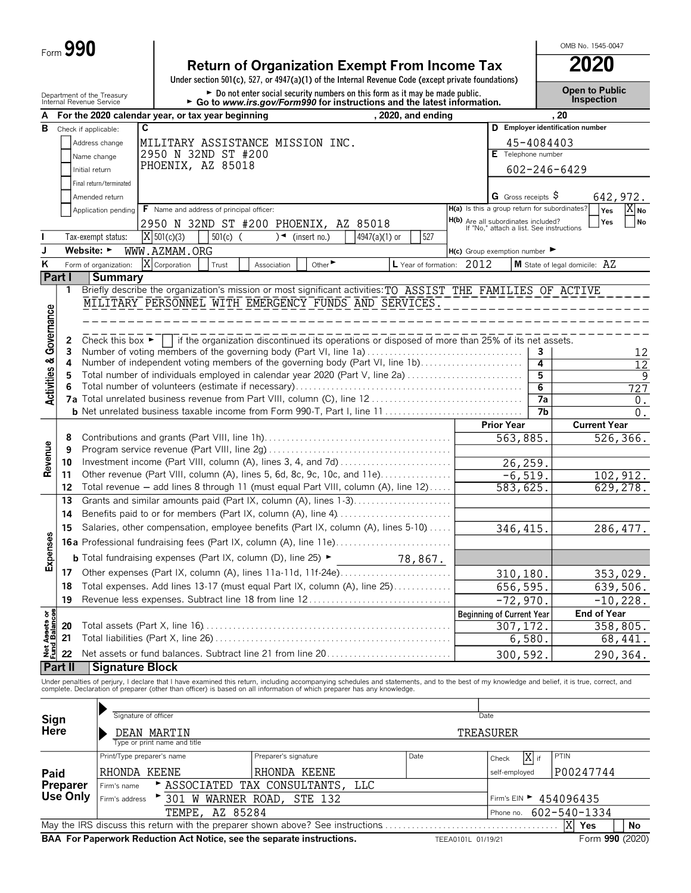Form **990**

# Return of Organization Exempt From Income Tax

**2020**

OMB No. 1545-0047

Under section 501(c), 527, or 4947(a)(1) of the Internal Revenue Code (except private foundations)

► Do not enter social security numbers on this form as it may be made public.

► Go to *www.irs.gov/Form990* for instructions and the latest information.

Department of the Treasury
Internal Revenue Service

**Open to Public Inspection**

**A** For the 2020 calendar year, or tax year beginning , 2020, and ending , 20

**B** Check if applicable:
- Address change
- Name change
- Initial return
- Final return/terminated
- Amended return
- Application pending

**C** MILITARY ASSISTANCE MISSION INC.
2950 N 32ND ST #200
PHOENIX, AZ 85018

**D** Employer identification number: 45-4084403

**E** Telephone number: 602-246-6429

**G** Gross receipts $ 642,972.

**F** Name and address of principal officer:
2950 N 32ND ST #200 PHOENIX, AZ 85018

**H(a)** Is this a group return for subordinates? Yes [ ] No [X]

**H(b)** Are all subordinates included? Yes [ ] No [ ]
If "No," attach a list. See instructions

**I** Tax-exempt status: [X] 501(c)(3) [ ] 501(c) ( ) ◄ (insert no.) [ ] 4947(a)(1) or [ ] 527

**J** Website: ► WWW.AZMAM.ORG

**H(c)** Group exemption number ►

**K** Form of organization: [X] Corporation [ ] Trust [ ] Association [ ] Other ►

**L** Year of formation: 2012

**M** State of legal domicile: AZ

## Part I Summary

### Activities & Governance

1 Briefly describe the organization's mission or most significant activities: TO ASSIST THE FAMILIES OF ACTIVE MILITARY PERSONNEL WITH EMERGENCY FUNDS AND SERVICES.

2 Check this box ► [ ] if the organization discontinued its operations or disposed of more than 25% of its net assets.

| Line | Description | No. | Value |
|---|---|---|---|
| 3 | Number of voting members of the governing body (Part VI, line 1a) | 3 | 12 |
| 4 | Number of independent voting members of the governing body (Part VI, line 1b) | 4 | 12 |
| 5 | Total number of individuals employed in calendar year 2020 (Part V, line 2a) | 5 | 9 |
| 6 | Total number of volunteers (estimate if necessary) | 6 | 727 |
| 7a | Total unrelated business revenue from Part VIII, column (C), line 12 | 7a | 0. |
| b | Net unrelated business taxable income from Form 990-T, Part I, line 11 | 7b | 0. |

### Revenue

| Line | Description | Prior Year | Current Year |
|---|---|---|---|
| 8 | Contributions and grants (Part VIII, line 1h) | 563,885. | 526,366. |
| 9 | Program service revenue (Part VIII, line 2g) | | |
| 10 | Investment income (Part VIII, column (A), lines 3, 4, and 7d) | 26,259. | |
| 11 | Other revenue (Part VIII, column (A), lines 5, 6d, 8c, 9c, 10c, and 11e) | -6,519. | 102,912. |
| 12 | Total revenue — add lines 8 through 11 (must equal Part VIII, column (A), line 12) | 583,625. | 629,278. |

### Expenses

| Line | Description | Prior Year | Current Year |
|---|---|---|---|
| 13 | Grants and similar amounts paid (Part IX, column (A), lines 1-3) | | |
| 14 | Benefits paid to or for members (Part IX, column (A), line 4) | | |
| 15 | Salaries, other compensation, employee benefits (Part IX, column (A), lines 5-10) | 346,415. | 286,477. |
| 16a | Professional fundraising fees (Part IX, column (A), line 11e) | | |
| b | Total fundraising expenses (Part IX, column (D), line 25) ► 78,867. | | |
| 17 | Other expenses (Part IX, column (A), lines 11a-11d, 11f-24e) | 310,180. | 353,029. |
| 18 | Total expenses. Add lines 13-17 (must equal Part IX, column (A), line 25) | 656,595. | 639,506. |
| 19 | Revenue less expenses. Subtract line 18 from line 12 | -72,970. | -10,228. |

### Net Assets or Fund Balances

| Line | Description | Beginning of Current Year | End of Year |
|---|---|---|---|
| 20 | Total assets (Part X, line 16) | 307,172. | 358,805. |
| 21 | Total liabilities (Part X, line 26) | 6,580. | 68,441. |
| 22 | Net assets or fund balances. Subtract line 21 from line 20 | 300,592. | 290,364. |

## Part II Signature Block

Under penalties of perjury, I declare that I have examined this return, including accompanying schedules and statements, and to the best of my knowledge and belief, it is true, correct, and complete. Declaration of preparer (other than officer) is based on all information of which preparer has any knowledge.

**Sign Here**

Signature of officer ____________ Date ____________

DEAN MARTIN TREASURER
Type or print name and title

**Paid Preparer Use Only**

| Print/Type preparer's name | Preparer's signature | Date | Check [X] if self-employed | PTIN |
|---|---|---|---|---|
| RHONDA KEENE | RHONDA KEENE | | X | P00247744 |

Firm's name ► ASSOCIATED TAX CONSULTANTS, LLC

Firm's address ► 301 W WARNER ROAD, STE 132
TEMPE, AZ 85284

Firm's EIN ► 454096435

Phone no. 602-540-1334

May the IRS discuss this return with the preparer shown above? See instructions [X] Yes [ ] No

**BAA For Paperwork Reduction Act Notice, see the separate instructions.** TEEA0101L 01/19/21 Form **990** (2020)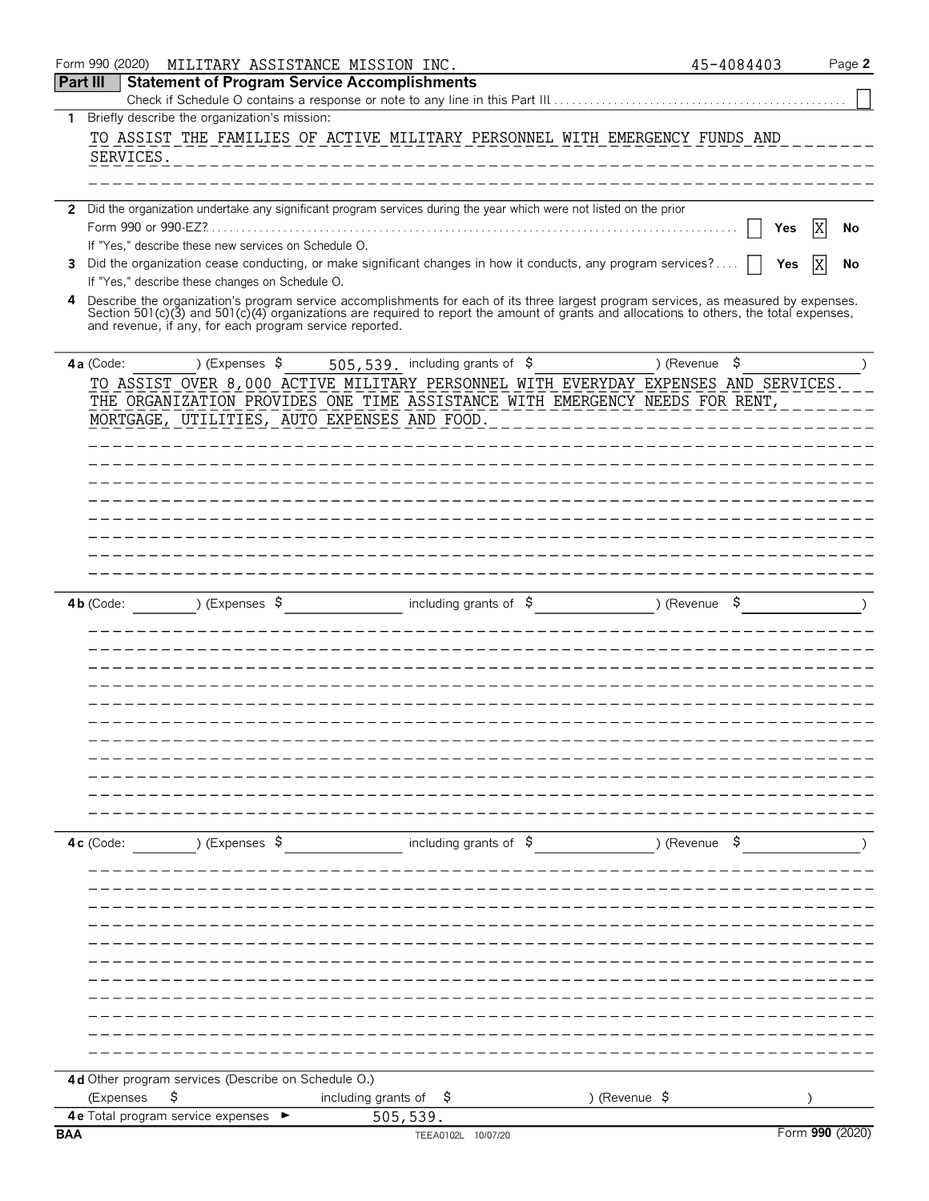Form 990 (2020) MILITARY ASSISTANCE MISSION INC. 45-4084403

## Part III Statement of Program Service Accomplishments

Check if Schedule O contains a response or note to any line in this Part III . . . . . ☐

**1** Briefly describe the organization's mission:

TO ASSIST THE FAMILIES OF ACTIVE MILITARY PERSONNEL WITH EMERGENCY FUNDS AND SERVICES.

**2** Did the organization undertake any significant program services during the year which were not listed on the prior Form 990 or 990-EZ? . . . . . ☐ Yes ☒ No

If "Yes," describe these new services on Schedule O.

**3** Did the organization cease conducting, or make significant changes in how it conducts, any program services? . . . . ☐ Yes ☒ No

If "Yes," describe these changes on Schedule O.

**4** Describe the organization's program service accomplishments for each of its three largest program services, as measured by expenses. Section 501(c)(3) and 501(c)(4) organizations are required to report the amount of grants and allocations to others, the total expenses, and revenue, if any, for each program service reported.

**4a** (Code: ) (Expenses $ 505,539. including grants of $ ) (Revenue $ )

TO ASSIST OVER 8,000 ACTIVE MILITARY PERSONNEL WITH EVERYDAY EXPENSES AND SERVICES. THE ORGANIZATION PROVIDES ONE TIME ASSISTANCE WITH EMERGENCY NEEDS FOR RENT, MORTGAGE, UTILITIES, AUTO EXPENSES AND FOOD.

**4b** (Code: ) (Expenses $ including grants of $ ) (Revenue $ )

**4c** (Code: ) (Expenses $ including grants of $ ) (Revenue $ )

**4d** Other program services (Describe on Schedule O.)

(Expenses $ including grants of $ ) (Revenue $ )

**4e** Total program service expenses ► 505,539.

BAA Form **990** (2020)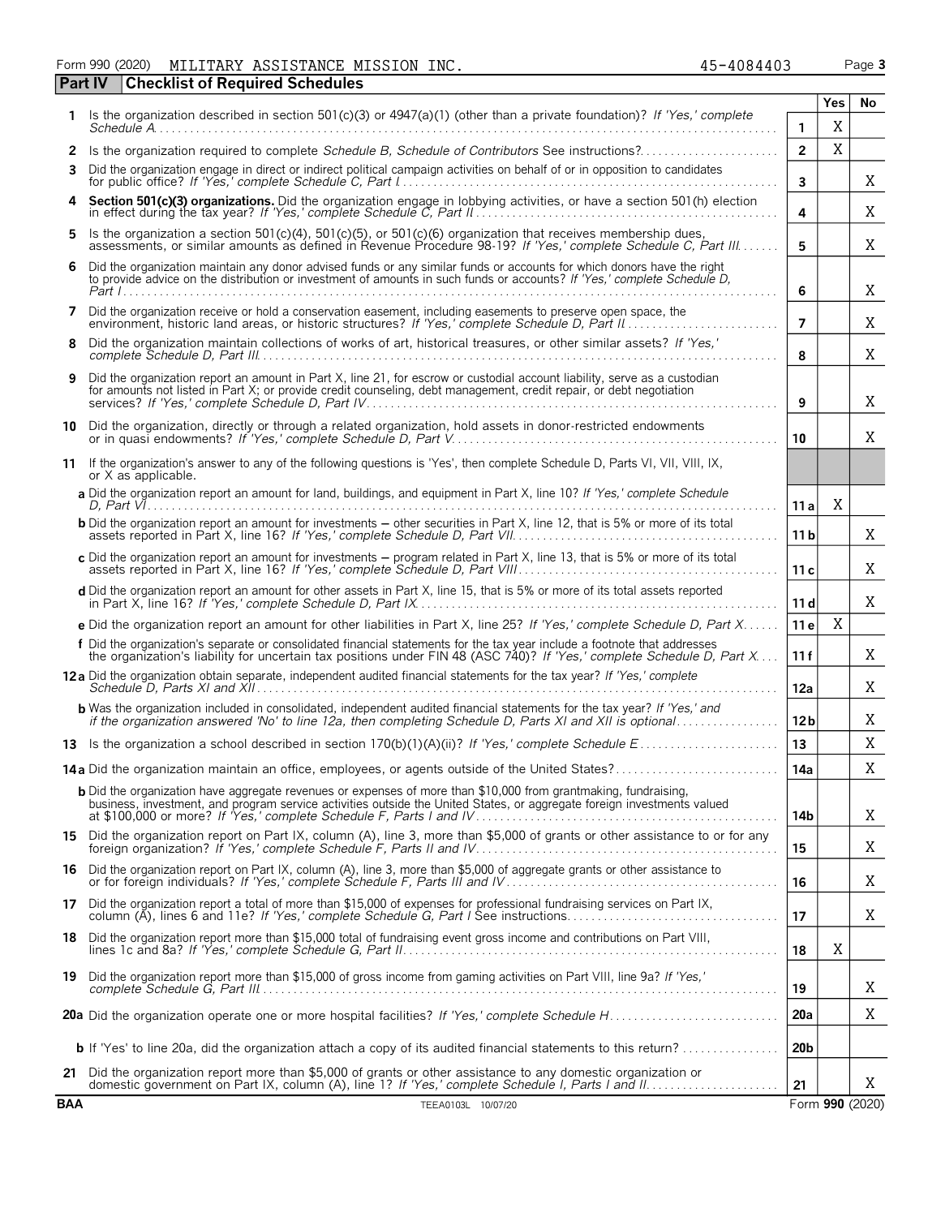Form 990 (2020) MILITARY ASSISTANCE MISSION INC. 45-4084403 Page 3

## Part IV Checklist of Required Schedules

| | | | Yes | No |
|---|---|---|---|---|
| 1 | Is the organization described in section 501(c)(3) or 4947(a)(1) (other than a private foundation)? *If 'Yes,' complete Schedule A* | 1 | X | |
| 2 | Is the organization required to complete *Schedule B, Schedule of Contributors* See instructions? | 2 | X | |
| 3 | Did the organization engage in direct or indirect political campaign activities on behalf of or in opposition to candidates for public office? *If 'Yes,' complete Schedule C, Part I* | 3 | | X |
| 4 | **Section 501(c)(3) organizations.** Did the organization engage in lobbying activities, or have a section 501(h) election in effect during the tax year? *If 'Yes,' complete Schedule C, Part II* | 4 | | X |
| 5 | Is the organization a section 501(c)(4), 501(c)(5), or 501(c)(6) organization that receives membership dues, assessments, or similar amounts as defined in Revenue Procedure 98-19? *If 'Yes,' complete Schedule C, Part III* | 5 | | X |
| 6 | Did the organization maintain any donor advised funds or any similar funds or accounts for which donors have the right to provide advice on the distribution or investment of amounts in such funds or accounts? *If 'Yes,' complete Schedule D, Part I* | 6 | | X |
| 7 | Did the organization receive or hold a conservation easement, including easements to preserve open space, the environment, historic land areas, or historic structures? *If 'Yes,' complete Schedule D, Part II* | 7 | | X |
| 8 | Did the organization maintain collections of works of art, historical treasures, or other similar assets? *If 'Yes,' complete Schedule D, Part III* | 8 | | X |
| 9 | Did the organization report an amount in Part X, line 21, for escrow or custodial account liability, serve as a custodian for amounts not listed in Part X; or provide credit counseling, debt management, credit repair, or debt negotiation services? *If 'Yes,' complete Schedule D, Part IV* | 9 | | X |
| 10 | Did the organization, directly or through a related organization, hold assets in donor-restricted endowments or in quasi endowments? *If 'Yes,' complete Schedule D, Part V* | 10 | | X |
| 11 | If the organization's answer to any of the following questions is 'Yes', then complete Schedule D, Parts VI, VII, VIII, IX, or X as applicable. | | | |
| | **a** Did the organization report an amount for land, buildings, and equipment in Part X, line 10? *If 'Yes,' complete Schedule D, Part VI* | 11a | X | |
| | **b** Did the organization report an amount for investments — other securities in Part X, line 12, that is 5% or more of its total assets reported in Part X, line 16? *If 'Yes,' complete Schedule D, Part VII* | 11b | | X |
| | **c** Did the organization report an amount for investments — program related in Part X, line 13, that is 5% or more of its total assets reported in Part X, line 16? *If 'Yes,' complete Schedule D, Part VIII* | 11c | | X |
| | **d** Did the organization report an amount for other assets in Part X, line 15, that is 5% or more of its total assets reported in Part X, line 16? *If 'Yes,' complete Schedule D, Part IX* | 11d | | X |
| | **e** Did the organization report an amount for other liabilities in Part X, line 25? *If 'Yes,' complete Schedule D, Part X* | 11e | X | |
| | **f** Did the organization's separate or consolidated financial statements for the tax year include a footnote that addresses the organization's liability for uncertain tax positions under FIN 48 (ASC 740)? *If 'Yes,' complete Schedule D, Part X* | 11f | | X |
| 12a | Did the organization obtain separate, independent audited financial statements for the tax year? *If 'Yes,' complete Schedule D, Parts XI and XII* | 12a | | X |
| | **b** Was the organization included in consolidated, independent audited financial statements for the tax year? *If 'Yes,' and if the organization answered 'No' to line 12a, then completing Schedule D, Parts XI and XII is optional* | 12b | | X |
| 13 | Is the organization a school described in section 170(b)(1)(A)(ii)? *If 'Yes,' complete Schedule E* | 13 | | X |
| 14a | Did the organization maintain an office, employees, or agents outside of the United States? | 14a | | X |
| | **b** Did the organization have aggregate revenues or expenses of more than $10,000 from grantmaking, fundraising, business, investment, and program service activities outside the United States, or aggregate foreign investments valued at $100,000 or more? *If 'Yes,' complete Schedule F, Parts I and IV* | 14b | | X |
| 15 | Did the organization report on Part IX, column (A), line 3, more than $5,000 of grants or other assistance to or for any foreign organization? *If 'Yes,' complete Schedule F, Parts II and IV* | 15 | | X |
| 16 | Did the organization report on Part IX, column (A), line 3, more than $5,000 of aggregate grants or other assistance to or for foreign individuals? *If 'Yes,' complete Schedule F, Parts III and IV* | 16 | | X |
| 17 | Did the organization report a total of more than $15,000 of expenses for professional fundraising services on Part IX, column (A), lines 6 and 11e? *If 'Yes,' complete Schedule G, Part I* See instructions | 17 | | X |
| 18 | Did the organization report more than $15,000 total of fundraising event gross income and contributions on Part VIII, lines 1c and 8a? *If 'Yes,' complete Schedule G, Part II* | 18 | X | |
| 19 | Did the organization report more than $15,000 of gross income from gaming activities on Part VIII, line 9a? *If 'Yes,' complete Schedule G, Part III* | 19 | | X |
| 20a | Did the organization operate one or more hospital facilities? *If 'Yes,' complete Schedule H* | 20a | | X |
| | **b** If 'Yes' to line 20a, did the organization attach a copy of its audited financial statements to this return? | 20b | | |
| 21 | Did the organization report more than $5,000 of grants or other assistance to any domestic organization or domestic government on Part IX, column (A), line 1? *If 'Yes,' complete Schedule I, Parts I and II* | 21 | | X |

BAA TEEA0103L 10/07/20 Form **990** (2020)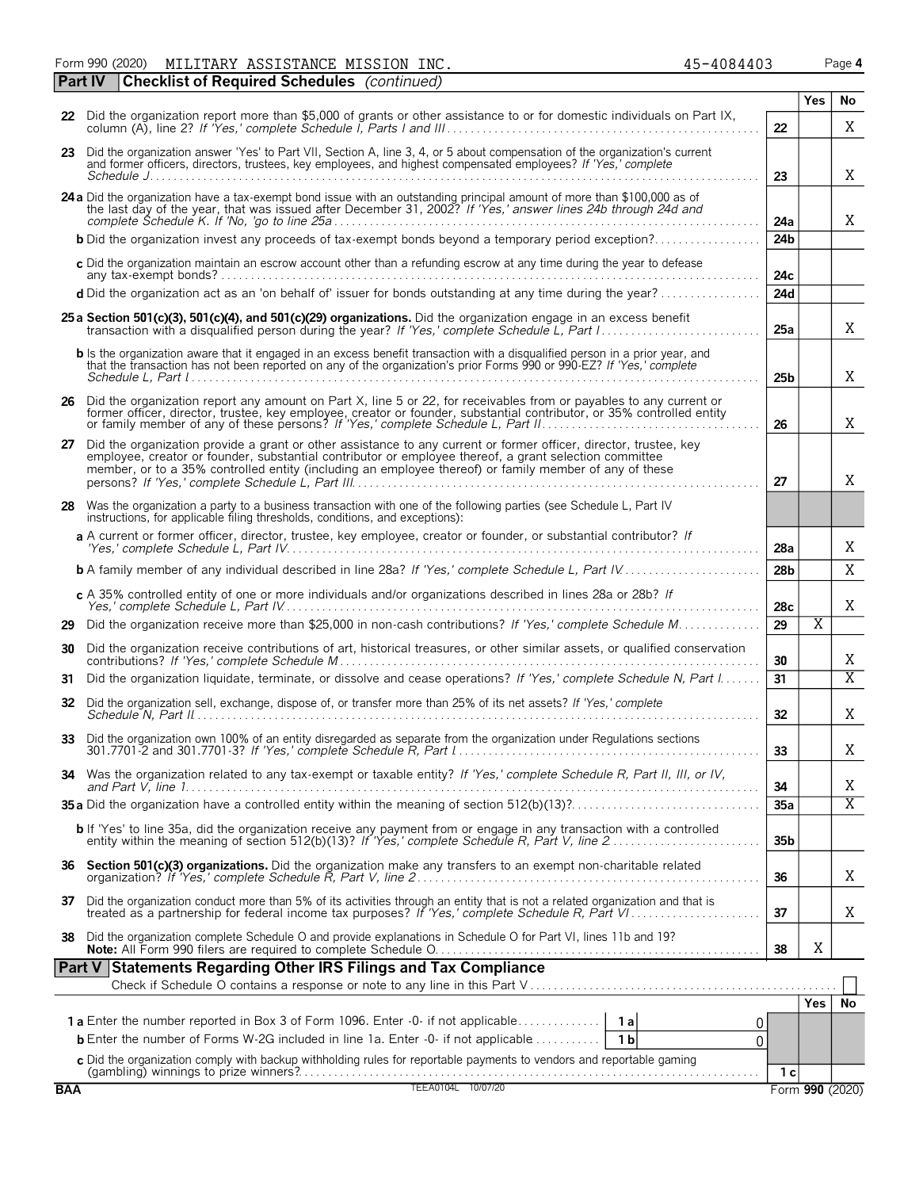Form 990 (2020) MILITARY ASSISTANCE MISSION INC. 45-4084403 Page **4**

## Part IV Checklist of Required Schedules *(continued)*

| | | | Yes | No |
|---|---|---|---|---|
| **22** | Did the organization report more than $5,000 of grants or other assistance to or for domestic individuals on Part IX, column (A), line 2? *If 'Yes,' complete Schedule I, Parts I and III* | **22** | | X |
| **23** | Did the organization answer 'Yes' to Part VII, Section A, line 3, 4, or 5 about compensation of the organization's current and former officers, directors, trustees, key employees, and highest compensated employees? *If 'Yes,' complete Schedule J* | **23** | | X |
| **24a** | Did the organization have a tax-exempt bond issue with an outstanding principal amount of more than $100,000 as of the last day of the year, that was issued after December 31, 2002? *If 'Yes,' answer lines 24b through 24d and complete Schedule K. If 'No,' go to line 25a* | **24a** | | X |
| **b** | Did the organization invest any proceeds of tax-exempt bonds beyond a temporary period exception? | **24b** | | |
| **c** | Did the organization maintain an escrow account other than a refunding escrow at any time during the year to defease any tax-exempt bonds? | **24c** | | |
| **d** | Did the organization act as an 'on behalf of' issuer for bonds outstanding at any time during the year? | **24d** | | |
| **25a** | **Section 501(c)(3), 501(c)(4), and 501(c)(29) organizations.** Did the organization engage in an excess benefit transaction with a disqualified person during the year? *If 'Yes,' complete Schedule L, Part I* | **25a** | | X |
| **b** | Is the organization aware that it engaged in an excess benefit transaction with a disqualified person in a prior year, and that the transaction has not been reported on any of the organization's prior Forms 990 or 990-EZ? *If 'Yes,' complete Schedule L, Part I* | **25b** | | X |
| **26** | Did the organization report any amount on Part X, line 5 or 22, for receivables from or payables to any current or former officer, director, trustee, key employee, creator or founder, substantial contributor, or 35% controlled entity or family member of any of these persons? *If 'Yes,' complete Schedule L, Part II* | **26** | | X |
| **27** | Did the organization provide a grant or other assistance to any current or former officer, director, trustee, key employee, creator or founder, substantial contributor or employee thereof, a grant selection committee member, or to a 35% controlled entity (including an employee thereof) or family member of any of these persons? *If 'Yes,' complete Schedule L, Part III* | **27** | | X |
| **28** | Was the organization a party to a business transaction with one of the following parties (see Schedule L, Part IV instructions, for applicable filing thresholds, conditions, and exceptions): | | | |
| **a** | A current or former officer, director, trustee, key employee, creator or founder, or substantial contributor? *If 'Yes,' complete Schedule L, Part IV* | **28a** | | X |
| **b** | A family member of any individual described in line 28a? *If 'Yes,' complete Schedule L, Part IV* | **28b** | | X |
| **c** | A 35% controlled entity of one or more individuals and/or organizations described in lines 28a or 28b? *If Yes,' complete Schedule L, Part IV* | **28c** | | X |
| **29** | Did the organization receive more than $25,000 in non-cash contributions? *If 'Yes,' complete Schedule M* | **29** | X | |
| **30** | Did the organization receive contributions of art, historical treasures, or other similar assets, or qualified conservation contributions? *If 'Yes,' complete Schedule M* | **30** | | X |
| **31** | Did the organization liquidate, terminate, or dissolve and cease operations? *If 'Yes,' complete Schedule N, Part I* | **31** | | X |
| **32** | Did the organization sell, exchange, dispose of, or transfer more than 25% of its net assets? *If 'Yes,' complete Schedule N, Part II* | **32** | | X |
| **33** | Did the organization own 100% of an entity disregarded as separate from the organization under Regulations sections 301.7701-2 and 301.7701-3? *If 'Yes,' complete Schedule R, Part I* | **33** | | X |
| **34** | Was the organization related to any tax-exempt or taxable entity? *If 'Yes,' complete Schedule R, Part II, III, or IV, and Part V, line 1* | **34** | | X |
| **35a** | Did the organization have a controlled entity within the meaning of section 512(b)(13)? | **35a** | | X |
| **b** | If 'Yes' to line 35a, did the organization receive any payment from or engage in any transaction with a controlled entity within the meaning of section 512(b)(13)? *If 'Yes,' complete Schedule R, Part V, line 2* | **35b** | | |
| **36** | **Section 501(c)(3) organizations.** Did the organization make any transfers to an exempt non-charitable related organization? *If 'Yes,' complete Schedule R, Part V, line 2* | **36** | | X |
| **37** | Did the organization conduct more than 5% of its activities through an entity that is not a related organization and that is treated as a partnership for federal income tax purposes? *If 'Yes,' complete Schedule R, Part VI* | **37** | | X |
| **38** | Did the organization complete Schedule O and provide explanations in Schedule O for Part VI, lines 11b and 19? **Note:** All Form 990 filers are required to complete Schedule O. | **38** | X | |

## Part V Statements Regarding Other IRS Filings and Tax Compliance

Check if Schedule O contains a response or note to any line in this Part V ☐

| | | | | | Yes | No |
|---|---|---|---|---|---|---|
| **1a** | Enter the number reported in Box 3 of Form 1096. Enter -0- if not applicable | **1a** | 0 | | | |
| **b** | Enter the number of Forms W-2G included in line 1a. Enter -0- if not applicable | **1b** | 0 | | | |
| **c** | Did the organization comply with backup withholding rules for reportable payments to vendors and reportable gaming (gambling) winnings to prize winners? | | | **1c** | | |

BAA TEEA0104L 10/07/20 Form **990** (2020)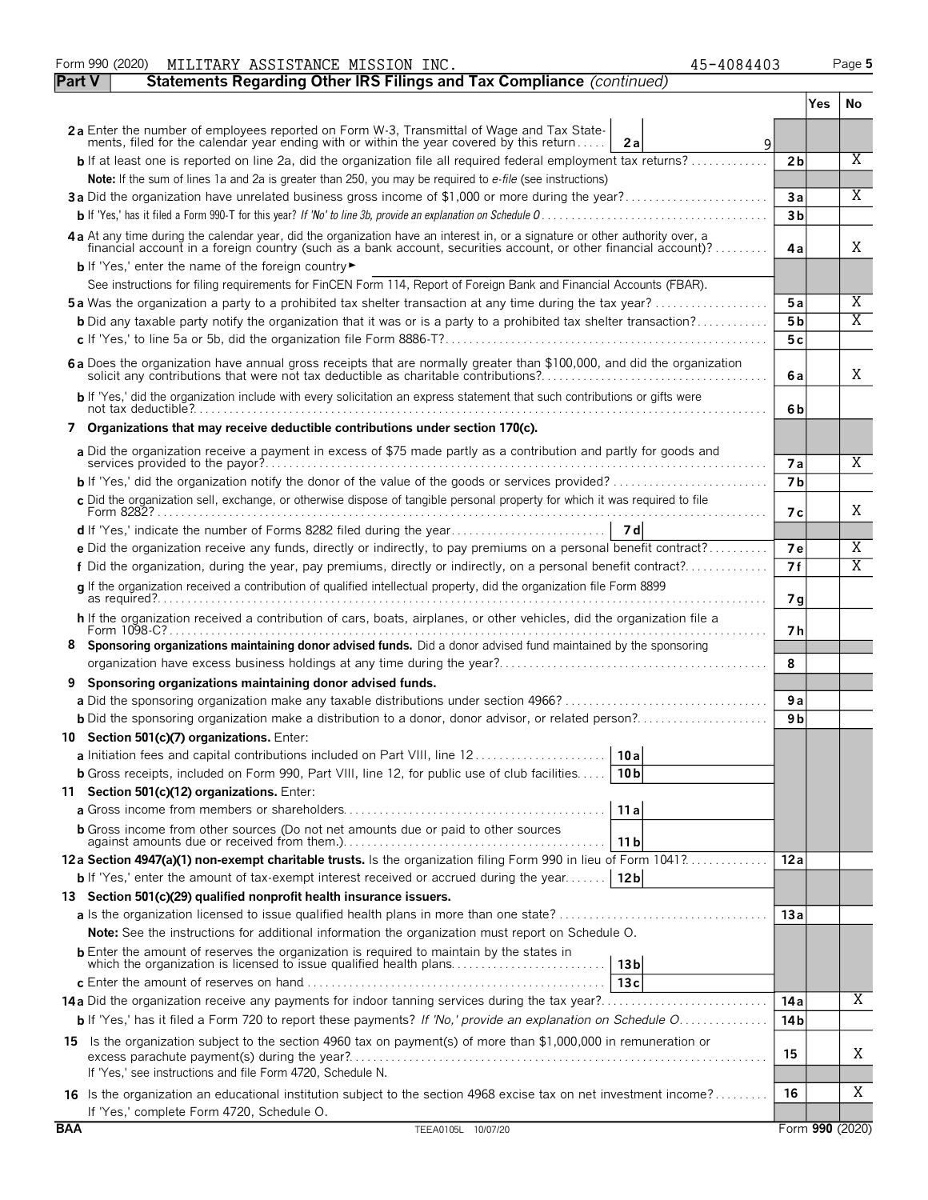Form 990 (2020) MILITARY ASSISTANCE MISSION INC. 45-4084403 Page 5

## Part V Statements Regarding Other IRS Filings and Tax Compliance *(continued)*

| | | | Yes | No |
|---|---|---|---|---|
| **2a** Enter the number of employees reported on Form W-3, Transmittal of Wage and Tax Statements, filed for the calendar year ending with or within the year covered by this return | 2a 9 | | | |
| **b** If at least one is reported on line 2a, did the organization file all required federal employment tax returns? | | 2b | | X |
| **Note:** If the sum of lines 1a and 2a is greater than 250, you may be required to *e-file* (see instructions) | | | | |
| **3a** Did the organization have unrelated business gross income of $1,000 or more during the year? | | 3a | | X |
| **b** If 'Yes,' has it filed a Form 990-T for this year? *If 'No' to line 3b, provide an explanation on Schedule O* | | 3b | | |
| **4a** At any time during the calendar year, did the organization have an interest in, or a signature or other authority over, a financial account in a foreign country (such as a bank account, securities account, or other financial account)? | | 4a | | X |
| **b** If 'Yes,' enter the name of the foreign country ► | | | | |
| See instructions for filing requirements for FinCEN Form 114, Report of Foreign Bank and Financial Accounts (FBAR). | | | | |
| **5a** Was the organization a party to a prohibited tax shelter transaction at any time during the tax year? | | 5a | | X |
| **b** Did any taxable party notify the organization that it was or is a party to a prohibited tax shelter transaction? | | 5b | | X |
| **c** If 'Yes,' to line 5a or 5b, did the organization file Form 8886-T? | | 5c | | |
| **6a** Does the organization have annual gross receipts that are normally greater than $100,000, and did the organization solicit any contributions that were not tax deductible as charitable contributions? | | 6a | | X |
| **b** If 'Yes,' did the organization include with every solicitation an express statement that such contributions or gifts were not tax deductible? | | 6b | | |
| **7 Organizations that may receive deductible contributions under section 170(c).** | | | | |
| **a** Did the organization receive a payment in excess of $75 made partly as a contribution and partly for goods and services provided to the payor? | | 7a | | X |
| **b** If 'Yes,' did the organization notify the donor of the value of the goods or services provided? | | 7b | | |
| **c** Did the organization sell, exchange, or otherwise dispose of tangible personal property for which it was required to file Form 8282? | | 7c | | X |
| **d** If 'Yes,' indicate the number of Forms 8282 filed during the year | 7d | | | |
| **e** Did the organization receive any funds, directly or indirectly, to pay premiums on a personal benefit contract? | | 7e | | X |
| **f** Did the organization, during the year, pay premiums, directly or indirectly, on a personal benefit contract? | | 7f | | X |
| **g** If the organization received a contribution of qualified intellectual property, did the organization file Form 8899 as required? | | 7g | | |
| **h** If the organization received a contribution of cars, boats, airplanes, or other vehicles, did the organization file a Form 1098-C? | | 7h | | |
| **8 Sponsoring organizations maintaining donor advised funds.** Did a donor advised fund maintained by the sponsoring organization have excess business holdings at any time during the year? | | 8 | | |
| **9 Sponsoring organizations maintaining donor advised funds.** | | | | |
| **a** Did the sponsoring organization make any taxable distributions under section 4966? | | 9a | | |
| **b** Did the sponsoring organization make a distribution to a donor, donor advisor, or related person? | | 9b | | |
| **10 Section 501(c)(7) organizations.** Enter: | | | | |
| **a** Initiation fees and capital contributions included on Part VIII, line 12 | 10a | | | |
| **b** Gross receipts, included on Form 990, Part VIII, line 12, for public use of club facilities | 10b | | | |
| **11 Section 501(c)(12) organizations.** Enter: | | | | |
| **a** Gross income from members or shareholders | 11a | | | |
| **b** Gross income from other sources (Do not net amounts due or paid to other sources against amounts due or received from them.) | 11b | | | |
| **12a Section 4947(a)(1) non-exempt charitable trusts.** Is the organization filing Form 990 in lieu of Form 1041? | | 12a | | |
| **b** If 'Yes,' enter the amount of tax-exempt interest received or accrued during the year | 12b | | | |
| **13 Section 501(c)(29) qualified nonprofit health insurance issuers.** | | | | |
| **a** Is the organization licensed to issue qualified health plans in more than one state? | | 13a | | |
| **Note:** See the instructions for additional information the organization must report on Schedule O. | | | | |
| **b** Enter the amount of reserves the organization is required to maintain by the states in which the organization is licensed to issue qualified health plans | 13b | | | |
| **c** Enter the amount of reserves on hand | 13c | | | |
| **14a** Did the organization receive any payments for indoor tanning services during the tax year? | | 14a | | X |
| **b** If 'Yes,' has it filed a Form 720 to report these payments? *If 'No,' provide an explanation on Schedule O* | | 14b | | |
| **15** Is the organization subject to the section 4960 tax on payment(s) of more than $1,000,000 in remuneration or excess parachute payment(s) during the year? | | 15 | | X |
| If 'Yes,' see instructions and file Form 4720, Schedule N. | | | | |
| **16** Is the organization an educational institution subject to the section 4968 excise tax on net investment income? | | 16 | | X |
| If 'Yes,' complete Form 4720, Schedule O. | | | | |

BAA TEEA0105L 10/07/20 Form **990** (2020)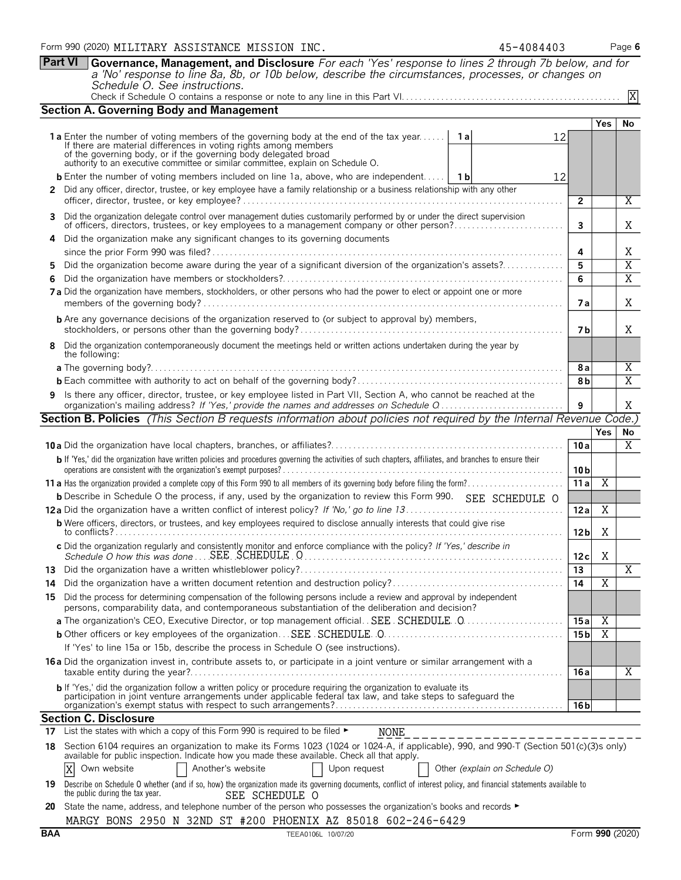Form 990 (2020) MILITARY ASSISTANCE MISSION INC. 45-4084403 Page 6

## Part VI Governance, Management, and Disclosure

*For each 'Yes' response to lines 2 through 7b below, and for a 'No' response to line 8a, 8b, or 10b below, describe the circumstances, processes, or changes on Schedule O. See instructions.*

Check if Schedule O contains a response or note to any line in this Part VI . . . [X]

### Section A. Governing Body and Management

| | | | Yes | No |
|---|---|---|---|---|
| **1a** Enter the number of voting members of the governing body at the end of the tax year. If there are material differences in voting rights among members of the governing body, or if the governing body delegated broad authority to an executive committee or similar committee, explain on Schedule O. | 1a 12 | | | |
| **b** Enter the number of voting members included on line 1a, above, who are independent | 1b 12 | | | |
| **2** Did any officer, director, trustee, or key employee have a family relationship or a business relationship with any other officer, director, trustee, or key employee? | | 2 | | X |
| **3** Did the organization delegate control over management duties customarily performed by or under the direct supervision of officers, directors, trustees, or key employees to a management company or other person? | | 3 | | X |
| **4** Did the organization make any significant changes to its governing documents since the prior Form 990 was filed? | | 4 | | X |
| **5** Did the organization become aware during the year of a significant diversion of the organization's assets? | | 5 | | X |
| **6** Did the organization have members or stockholders? | | 6 | | X |
| **7a** Did the organization have members, stockholders, or other persons who had the power to elect or appoint one or more members of the governing body? | | 7a | | X |
| **b** Are any governance decisions of the organization reserved to (or subject to approval by) members, stockholders, or persons other than the governing body? | | 7b | | X |
| **8** Did the organization contemporaneously document the meetings held or written actions undertaken during the year by the following: | | | | |
| **a** The governing body? | | 8a | | X |
| **b** Each committee with authority to act on behalf of the governing body? | | 8b | | X |
| **9** Is there any officer, director, trustee, or key employee listed in Part VII, Section A, who cannot be reached at the organization's mailing address? *If 'Yes,' provide the names and addresses on Schedule O* | | 9 | | X |

### Section B. Policies *(This Section B requests information about policies not required by the Internal Revenue Code.)*

| | | Yes | No |
|---|---|---|---|
| **10a** Did the organization have local chapters, branches, or affiliates? | 10a | | X |
| **b** If 'Yes,' did the organization have written policies and procedures governing the activities of such chapters, affiliates, and branches to ensure their operations are consistent with the organization's exempt purposes? | 10b | | |
| **11a** Has the organization provided a complete copy of this Form 990 to all members of its governing body before filing the form? | 11a | X | |
| **b** Describe in Schedule O the process, if any, used by the organization to review this Form 990. SEE SCHEDULE O | | | |
| **12a** Did the organization have a written conflict of interest policy? *If 'No,' go to line 13* | 12a | X | |
| **b** Were officers, directors, or trustees, and key employees required to disclose annually interests that could give rise to conflicts? | 12b | X | |
| **c** Did the organization regularly and consistently monitor and enforce compliance with the policy? *If 'Yes,' describe in Schedule O how this was done* SEE SCHEDULE O | 12c | X | |
| **13** Did the organization have a written whistleblower policy? | 13 | | X |
| **14** Did the organization have a written document retention and destruction policy? | 14 | X | |
| **15** Did the process for determining compensation of the following persons include a review and approval by independent persons, comparability data, and contemporaneous substantiation of the deliberation and decision? | | | |
| **a** The organization's CEO, Executive Director, or top management official SEE SCHEDULE O | 15a | X | |
| **b** Other officers or key employees of the organization SEE SCHEDULE O | 15b | X | |
| If 'Yes' to line 15a or 15b, describe the process in Schedule O (see instructions). | | | |
| **16a** Did the organization invest in, contribute assets to, or participate in a joint venture or similar arrangement with a taxable entity during the year? | 16a | | X |
| **b** If 'Yes,' did the organization follow a written policy or procedure requiring the organization to evaluate its participation in joint venture arrangements under applicable federal tax law, and take steps to safeguard the organization's exempt status with respect to such arrangements? | 16b | | |

### Section C. Disclosure

**17** List the states with which a copy of this Form 990 is required to be filed ► NONE

**18** Section 6104 requires an organization to make its Forms 1023 (1024 or 1024-A, if applicable), 990, and 990-T (Section 501(c)(3)s only) available for public inspection. Indicate how you made these available. Check all that apply.

[X] Own website [ ] Another's website [ ] Upon request [ ] Other *(explain on Schedule O)*

**19** Describe on Schedule O whether (and if so, how) the organization made its governing documents, conflict of interest policy, and financial statements available to the public during the tax year. SEE SCHEDULE O

**20** State the name, address, and telephone number of the person who possesses the organization's books and records ►

MARGY BONS 2950 N 32ND ST #200 PHOENIX AZ 85018 602-246-6429

BAA TEEA0106L 10/07/20 Form **990** (2020)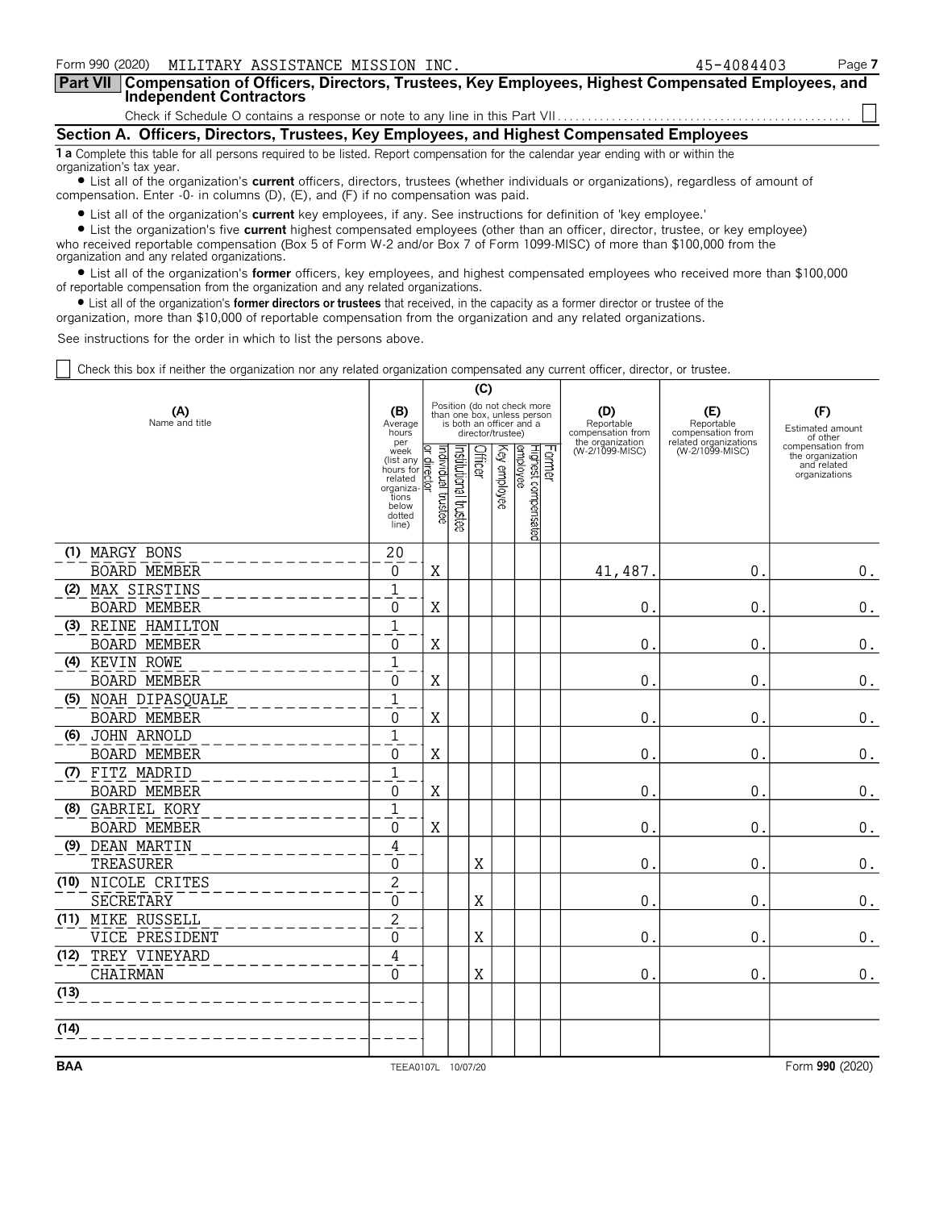Form 990 (2020) MILITARY ASSISTANCE MISSION INC. 45-4084403 Page 7

## Part VII Compensation of Officers, Directors, Trustees, Key Employees, Highest Compensated Employees, and Independent Contractors

Check if Schedule O contains a response or note to any line in this Part VII ☐

### Section A. Officers, Directors, Trustees, Key Employees, and Highest Compensated Employees

**1 a** Complete this table for all persons required to be listed. Report compensation for the calendar year ending with or within the organization's tax year.

- List all of the organization's **current** officers, directors, trustees (whether individuals or organizations), regardless of amount of compensation. Enter -0- in columns (D), (E), and (F) if no compensation was paid.
- List all of the organization's **current** key employees, if any. See instructions for definition of 'key employee.'
- List the organization's five **current** highest compensated employees (other than an officer, director, trustee, or key employee) who received reportable compensation (Box 5 of Form W-2 and/or Box 7 of Form 1099-MISC) of more than $100,000 from the organization and any related organizations.
- List all of the organization's **former** officers, key employees, and highest compensated employees who received more than $100,000 of reportable compensation from the organization and any related organizations.
- List all of the organization's **former directors or trustees** that received, in the capacity as a former director or trustee of the organization, more than $10,000 of reportable compensation from the organization and any related organizations.

See instructions for the order in which to list the persons above.

☐ Check this box if neither the organization nor any related organization compensated any current officer, director, or trustee.

| (A) Name and title | (B) Average hours per week (list any hours for related organizations below dotted line) | (C) Individual trustee or director | Institutional trustee | Officer | Key employee | Highest compensated employee | Former | (D) Reportable compensation from the organization (W-2/1099-MISC) | (E) Reportable compensation from related organizations (W-2/1099-MISC) | (F) Estimated amount of other compensation from the organization and related organizations |
|---|---|---|---|---|---|---|---|---|---|---|
| (1) MARGY BONS<br>BOARD MEMBER | 20<br>0 | X | | | | | | 41,487. | 0. | 0. |
| (2) MAX SIRSTINS<br>BOARD MEMBER | 1<br>0 | X | | | | | | 0. | 0. | 0. |
| (3) REINE HAMILTON<br>BOARD MEMBER | 1<br>0 | X | | | | | | 0. | 0. | 0. |
| (4) KEVIN ROWE<br>BOARD MEMBER | 1<br>0 | X | | | | | | 0. | 0. | 0. |
| (5) NOAH DIPASQUALE<br>BOARD MEMBER | 1<br>0 | X | | | | | | 0. | 0. | 0. |
| (6) JOHN ARNOLD<br>BOARD MEMBER | 1<br>0 | X | | | | | | 0. | 0. | 0. |
| (7) FITZ MADRID<br>BOARD MEMBER | 1<br>0 | X | | | | | | 0. | 0. | 0. |
| (8) GABRIEL KORY<br>BOARD MEMBER | 1<br>0 | X | | | | | | 0. | 0. | 0. |
| (9) DEAN MARTIN<br>TREASURER | 4<br>0 | | | X | | | | 0. | 0. | 0. |
| (10) NICOLE CRITES<br>SECRETARY | 2<br>0 | | | X | | | | 0. | 0. | 0. |
| (11) MIKE RUSSELL<br>VICE PRESIDENT | 2<br>0 | | | X | | | | 0. | 0. | 0. |
| (12) TREY VINEYARD<br>CHAIRMAN | 4<br>0 | | | X | | | | 0. | 0. | 0. |
| (13) | | | | | | | | | | |
| (14) | | | | | | | | | | |

BAA TEEA0107L 10/07/20 Form 990 (2020)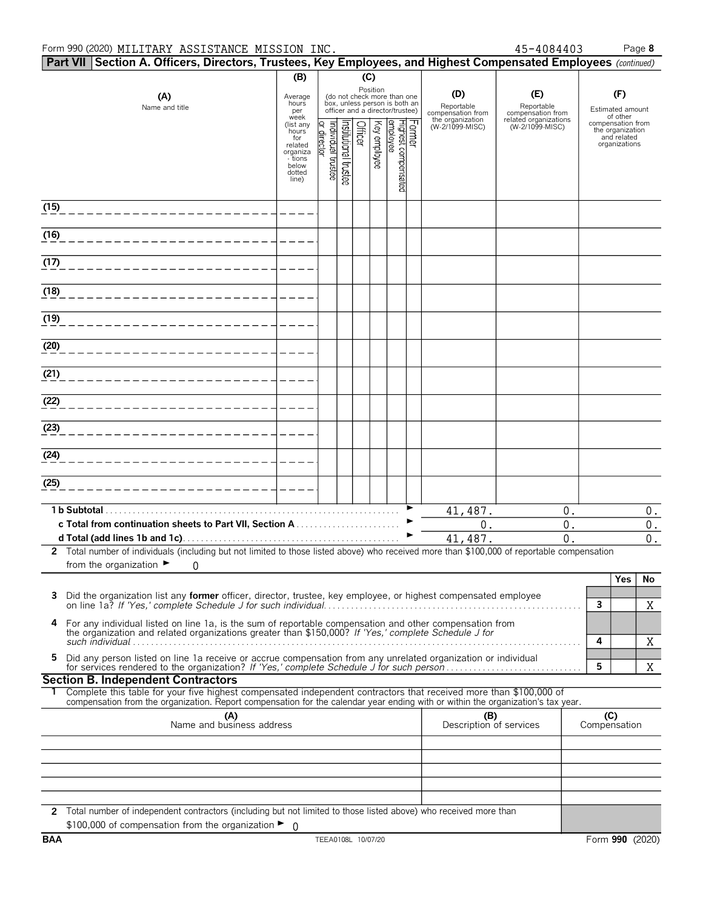Form 990 (2020) MILITARY ASSISTANCE MISSION INC. 45-4084403 Page **8**

## Part VII Section A. Officers, Directors, Trustees, Key Employees, and Highest Compensated Employees *(continued)*

| (A) Name and title | (B) Average hours per week (list any hours for related organizations below dotted line) | (C) Position: Individual trustee or director | Institutional trustee | Officer | Key employee | Highest compensated employee | Former | (D) Reportable compensation from the organization (W-2/1099-MISC) | (E) Reportable compensation from related organizations (W-2/1099-MISC) | (F) Estimated amount of other compensation from the organization and related organizations |
|---|---|---|---|---|---|---|---|---|---|---|
| (15) | | | | | | | | | | |
| (16) | | | | | | | | | | |
| (17) | | | | | | | | | | |
| (18) | | | | | | | | | | |
| (19) | | | | | | | | | | |
| (20) | | | | | | | | | | |
| (21) | | | | | | | | | | |
| (22) | | | | | | | | | | |
| (23) | | | | | | | | | | |
| (24) | | | | | | | | | | |
| (25) | | | | | | | | | | |
| **1 b Subtotal** | | | | | | | | 41,487. | 0. | 0. |
| **c Total from continuation sheets to Part VII, Section A** | | | | | | | | 0. | 0. | 0. |
| **d Total (add lines 1b and 1c)** | | | | | | | | 41,487. | 0. | 0. |

**2** Total number of individuals (including but not limited to those listed above) who received more than $100,000 of reportable compensation from the organization ► 0

| | | Yes | No |
|---|---|---|---|
| **3** Did the organization list any **former** officer, director, trustee, key employee, or highest compensated employee on line 1a? *If 'Yes,' complete Schedule J for such individual* | 3 | | X |
| **4** For any individual listed on line 1a, is the sum of reportable compensation and other compensation from the organization and related organizations greater than $150,000? *If 'Yes,' complete Schedule J for such individual* | 4 | | X |
| **5** Did any person listed on line 1a receive or accrue compensation from any unrelated organization or individual for services rendered to the organization? *If 'Yes,' complete Schedule J for such person* | 5 | | X |

### Section B. Independent Contractors

**1** Complete this table for your five highest compensated independent contractors that received more than $100,000 of compensation from the organization. Report compensation for the calendar year ending with or within the organization's tax year.

| (A) Name and business address | (B) Description of services | (C) Compensation |
|---|---|---|
| | | |
| | | |
| | | |
| | | |
| | | |

**2** Total number of independent contractors (including but not limited to those listed above) who received more than $100,000 of compensation from the organization ► 0

BAA TEEA0108L 10/07/20 Form **990** (2020)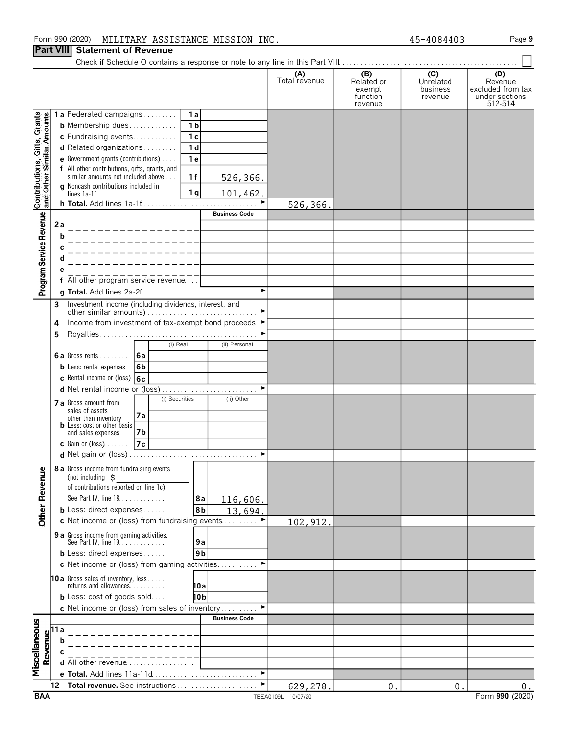Form 990 (2020) MILITARY ASSISTANCE MISSION INC. 45-4084403

## Part VIII Statement of Revenue

Check if Schedule O contains a response or note to any line in this Part VIII . . . . . ☐

| | | | | (A) Total revenue | (B) Related or exempt function revenue | (C) Unrelated business revenue | (D) Revenue excluded from tax under sections 512-514 |
|---|---|---|---|---|---|---|---|
| **Contributions, Gifts, Grants and Other Similar Amounts** | 1a Federated campaigns | 1a | | | | | |
| | b Membership dues | 1b | | | | | |
| | c Fundraising events | 1c | | | | | |
| | d Related organizations | 1d | | | | | |
| | e Government grants (contributions) | 1e | | | | | |
| | f All other contributions, gifts, grants, and similar amounts not included above | 1f | 526,366. | | | | |
| | g Noncash contributions included in lines 1a-1f | 1g | 101,462. | | | | |
| | h **Total.** Add lines 1a-1f | | | 526,366. | | | |
| **Program Service Revenue** | | | Business Code | | | | |
| | 2a | | | | | | |
| | b | | | | | | |
| | c | | | | | | |
| | d | | | | | | |
| | e | | | | | | |
| | f All other program service revenue | | | | | | |
| | g **Total.** Add lines 2a-2f | | | | | | |
| **Other Revenue** | 3 Investment income (including dividends, interest, and other similar amounts) | | | | | | |
| | 4 Income from investment of tax-exempt bond proceeds | | | | | | |
| | 5 Royalties | | | | | | |
| | | | (i) Real / (ii) Personal | | | | |
| | 6a Gross rents | 6a | | | | | |
| | b Less: rental expenses | 6b | | | | | |
| | c Rental income or (loss) | 6c | | | | | |
| | d Net rental income or (loss) | | | | | | |
| | | | (i) Securities / (ii) Other | | | | |
| | 7a Gross amount from sales of assets other than inventory | 7a | | | | | |
| | b Less: cost or other basis and sales expenses | 7b | | | | | |
| | c Gain or (loss) | 7c | | | | | |
| | d Net gain or (loss) | | | | | | |
| | 8a Gross income from fundraising events (not including $ ______ of contributions reported on line 1c). See Part IV, line 18 | 8a | 116,606. | | | | |
| | b Less: direct expenses | 8b | 13,694. | | | | |
| | c Net income or (loss) from fundraising events | | | 102,912. | | | |
| | 9a Gross income from gaming activities. See Part IV, line 19 | 9a | | | | | |
| | b Less: direct expenses | 9b | | | | | |
| | c Net income or (loss) from gaming activities | | | | | | |
| | 10a Gross sales of inventory, less returns and allowances | 10a | | | | | |
| | b Less: cost of goods sold | 10b | | | | | |
| | c Net income or (loss) from sales of inventory | | | | | | |
| **Miscellaneous Revenue** | | | Business Code | | | | |
| | 11a | | | | | | |
| | b | | | | | | |
| | c | | | | | | |
| | d All other revenue | | | | | | |
| | e **Total.** Add lines 11a-11d | | | | | | |
| | 12 **Total revenue.** See instructions | | | 629,278. | 0. | 0. | 0. |

BAA TEEA0109L 10/07/20 Form **990** (2020)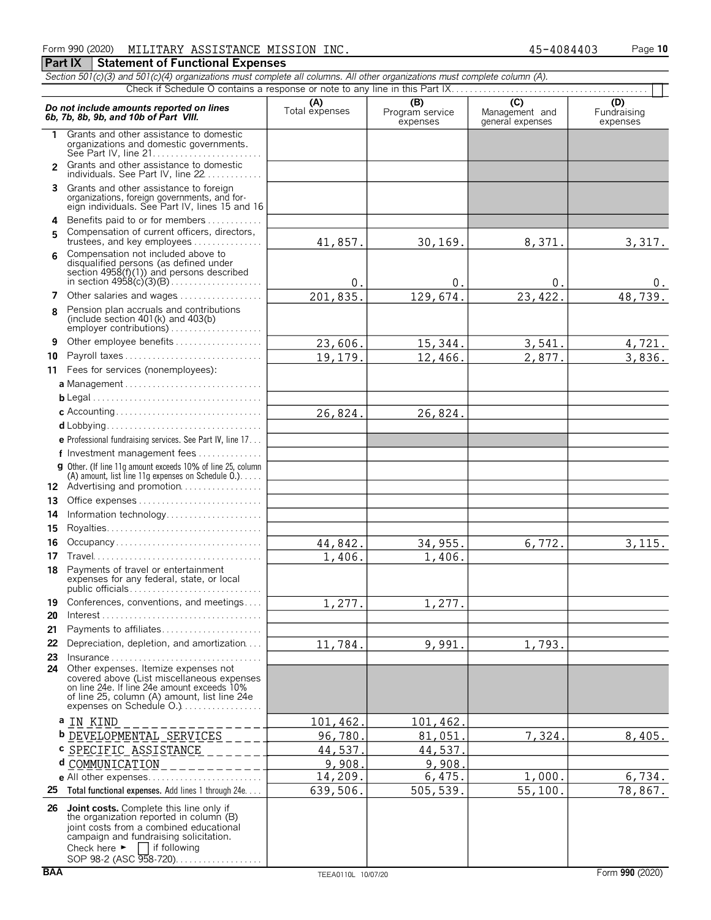Form 990 (2020) MILITARY ASSISTANCE MISSION INC. 45-4084403

## Part IX Statement of Functional Expenses

*Section 501(c)(3) and 501(c)(4) organizations must complete all columns. All other organizations must complete column (A).*

Check if Schedule O contains a response or note to any line in this Part IX . . . . . . ☐

| *Do not include amounts reported on lines 6b, 7b, 8b, 9b, and 10b of Part VIII.* | (A) Total expenses | (B) Program service expenses | (C) Management and general expenses | (D) Fundraising expenses |
|---|---|---|---|---|
| 1 Grants and other assistance to domestic organizations and domestic governments. See Part IV, line 21 | | | | |
| 2 Grants and other assistance to domestic individuals. See Part IV, line 22 | | | | |
| 3 Grants and other assistance to foreign organizations, foreign governments, and foreign individuals. See Part IV, lines 15 and 16 | | | | |
| 4 Benefits paid to or for members | | | | |
| 5 Compensation of current officers, directors, trustees, and key employees | 41,857. | 30,169. | 8,371. | 3,317. |
| 6 Compensation not included above to disqualified persons (as defined under section 4958(f)(1)) and persons described in section 4958(c)(3)(B) | 0. | 0. | 0. | 0. |
| 7 Other salaries and wages | 201,835. | 129,674. | 23,422. | 48,739. |
| 8 Pension plan accruals and contributions (include section 401(k) and 403(b) employer contributions) | | | | |
| 9 Other employee benefits | 23,606. | 15,344. | 3,541. | 4,721. |
| 10 Payroll taxes | 19,179. | 12,466. | 2,877. | 3,836. |
| 11 Fees for services (nonemployees): | | | | |
| a Management | | | | |
| b Legal | | | | |
| c Accounting | 26,824. | 26,824. | | |
| d Lobbying | | | | |
| e Professional fundraising services. See Part IV, line 17 | | | | |
| f Investment management fees | | | | |
| g Other. (If line 11g amount exceeds 10% of line 25, column (A) amount, list line 11g expenses on Schedule O.) | | | | |
| 12 Advertising and promotion | | | | |
| 13 Office expenses | | | | |
| 14 Information technology | | | | |
| 15 Royalties | | | | |
| 16 Occupancy | 44,842. | 34,955. | 6,772. | 3,115. |
| 17 Travel | 1,406. | 1,406. | | |
| 18 Payments of travel or entertainment expenses for any federal, state, or local public officials | | | | |
| 19 Conferences, conventions, and meetings | 1,277. | 1,277. | | |
| 20 Interest | | | | |
| 21 Payments to affiliates | | | | |
| 22 Depreciation, depletion, and amortization | 11,784. | 9,991. | 1,793. | |
| 23 Insurance | | | | |
| 24 Other expenses. Itemize expenses not covered above (List miscellaneous expenses on line 24e. If line 24e amount exceeds 10% of line 25, column (A) amount, list line 24e expenses on Schedule O.) | | | | |
| a IN KIND | 101,462. | 101,462. | | |
| b DEVELOPMENTAL SERVICES | 96,780. | 81,051. | 7,324. | 8,405. |
| c SPECIFIC ASSISTANCE | 44,537. | 44,537. | | |
| d COMMUNICATION | 9,908. | 9,908. | | |
| e All other expenses | 14,209. | 6,475. | 1,000. | 6,734. |
| 25 **Total functional expenses.** Add lines 1 through 24e | 639,506. | 505,539. | 55,100. | 78,867. |
| 26 **Joint costs.** Complete this line only if the organization reported in column (B) joint costs from a combined educational campaign and fundraising solicitation. Check here ► ☐ if following SOP 98-2 (ASC 958-720) | | | | |

BAA TEEA0110L 10/07/20 Form **990** (2020)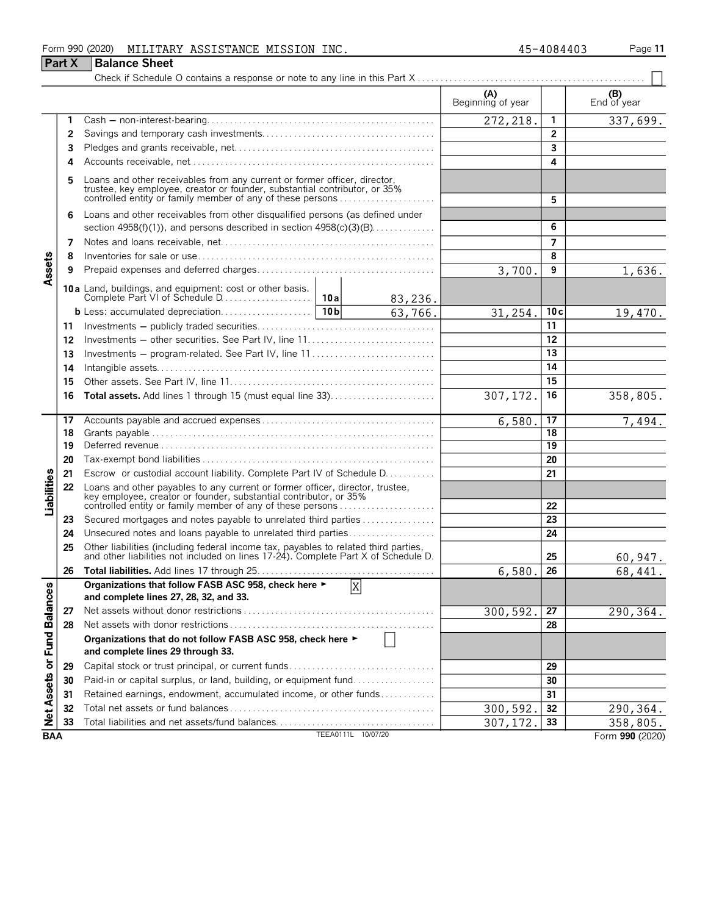Form 990 (2020) MILITARY ASSISTANCE MISSION INC. 45-4084403

## Part X Balance Sheet

Check if Schedule O contains a response or note to any line in this Part X . . . . . ☐

| | | | (A) Beginning of year | | (B) End of year |
|---|---|---|---|---|---|
| **Assets** | 1 | Cash — non-interest-bearing | 272,218. | 1 | 337,699. |
| | 2 | Savings and temporary cash investments | | 2 | |
| | 3 | Pledges and grants receivable, net | | 3 | |
| | 4 | Accounts receivable, net | | 4 | |
| | 5 | Loans and other receivables from any current or former officer, director, trustee, key employee, creator or founder, substantial contributor, or 35% controlled entity or family member of any of these persons | | 5 | |
| | 6 | Loans and other receivables from other disqualified persons (as defined under section 4958(f)(1)), and persons described in section 4958(c)(3)(B) | | 6 | |
| | 7 | Notes and loans receivable, net | | 7 | |
| | 8 | Inventories for sale or use | | 8 | |
| | 9 | Prepaid expenses and deferred charges | 3,700. | 9 | 1,636. |
| | 10a | Land, buildings, and equipment: cost or other basis. Complete Part VI of Schedule D . . . 10a 83,236. | | | |
| | b | Less: accumulated depreciation . . . 10b 63,766. | 31,254. | 10c | 19,470. |
| | 11 | Investments — publicly traded securities | | 11 | |
| | 12 | Investments — other securities. See Part IV, line 11 | | 12 | |
| | 13 | Investments — program-related. See Part IV, line 11 | | 13 | |
| | 14 | Intangible assets | | 14 | |
| | 15 | Other assets. See Part IV, line 11 | | 15 | |
| | 16 | **Total assets.** Add lines 1 through 15 (must equal line 33) | 307,172. | 16 | 358,805. |
| **Liabilities** | 17 | Accounts payable and accrued expenses | 6,580. | 17 | 7,494. |
| | 18 | Grants payable | | 18 | |
| | 19 | Deferred revenue | | 19 | |
| | 20 | Tax-exempt bond liabilities | | 20 | |
| | 21 | Escrow or custodial account liability. Complete Part IV of Schedule D | | 21 | |
| | 22 | Loans and other payables to any current or former officer, director, trustee, key employee, creator or founder, substantial contributor, or 35% controlled entity or family member of any of these persons | | 22 | |
| | 23 | Secured mortgages and notes payable to unrelated third parties | | 23 | |
| | 24 | Unsecured notes and loans payable to unrelated third parties | | 24 | |
| | 25 | Other liabilities (including federal income tax, payables to related third parties, and other liabilities not included on lines 17-24). Complete Part X of Schedule D | | 25 | 60,947. |
| | 26 | **Total liabilities.** Add lines 17 through 25 | 6,580. | 26 | 68,441. |
| **Net Assets or Fund Balances** | | **Organizations that follow FASB ASC 958, check here ►** ☒ **and complete lines 27, 28, 32, and 33.** | | | |
| | 27 | Net assets without donor restrictions | 300,592. | 27 | 290,364. |
| | 28 | Net assets with donor restrictions | | 28 | |
| | | **Organizations that do not follow FASB ASC 958, check here ►** ☐ **and complete lines 29 through 33.** | | | |
| | 29 | Capital stock or trust principal, or current funds | | 29 | |
| | 30 | Paid-in or capital surplus, or land, building, or equipment fund | | 30 | |
| | 31 | Retained earnings, endowment, accumulated income, or other funds | | 31 | |
| | 32 | Total net assets or fund balances | 300,592. | 32 | 290,364. |
| | 33 | Total liabilities and net assets/fund balances | 307,172. | 33 | 358,805. |

BAA TEEA0111L 10/07/20 Form **990** (2020)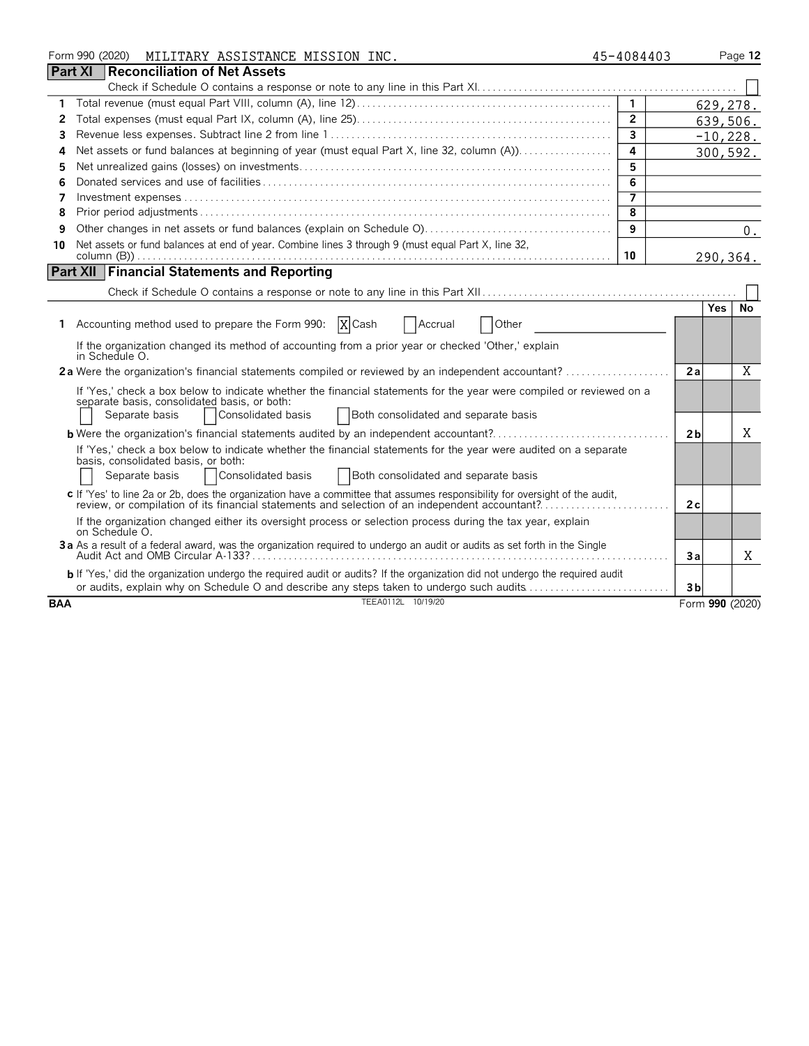Form 990 (2020) MILITARY ASSISTANCE MISSION INC. 45-4084403

## Part XI Reconciliation of Net Assets

Check if Schedule O contains a response or note to any line in this Part XI. ☐

| | | | |
|---|---|---|---|
| 1 | Total revenue (must equal Part VIII, column (A), line 12) | 1 | 629,278. |
| 2 | Total expenses (must equal Part IX, column (A), line 25) | 2 | 639,506. |
| 3 | Revenue less expenses. Subtract line 2 from line 1 | 3 | -10,228. |
| 4 | Net assets or fund balances at beginning of year (must equal Part X, line 32, column (A)) | 4 | 300,592. |
| 5 | Net unrealized gains (losses) on investments | 5 | |
| 6 | Donated services and use of facilities | 6 | |
| 7 | Investment expenses | 7 | |
| 8 | Prior period adjustments | 8 | |
| 9 | Other changes in net assets or fund balances (explain on Schedule O) | 9 | 0. |
| 10 | Net assets or fund balances at end of year. Combine lines 3 through 9 (must equal Part X, line 32, column (B)) | 10 | 290,364. |

## Part XII Financial Statements and Reporting

Check if Schedule O contains a response or note to any line in this Part XII. ☐

| | | | Yes | No |
|---|---|---|---|---|
| 1 | Accounting method used to prepare the Form 990: ☒ Cash ☐ Accrual ☐ Other | | | |
| | If the organization changed its method of accounting from a prior year or checked 'Other,' explain in Schedule O. | | | |
| 2a | Were the organization's financial statements compiled or reviewed by an independent accountant? | 2a | | X |
| | If 'Yes,' check a box below to indicate whether the financial statements for the year were compiled or reviewed on a separate basis, consolidated basis, or both: ☐ Separate basis ☐ Consolidated basis ☐ Both consolidated and separate basis | | | |
| b | Were the organization's financial statements audited by an independent accountant? | 2b | | X |
| | If 'Yes,' check a box below to indicate whether the financial statements for the year were audited on a separate basis, consolidated basis, or both: ☐ Separate basis ☐ Consolidated basis ☐ Both consolidated and separate basis | | | |
| c | If 'Yes' to line 2a or 2b, does the organization have a committee that assumes responsibility for oversight of the audit, review, or compilation of its financial statements and selection of an independent accountant? | 2c | | |
| | If the organization changed either its oversight process or selection process during the tax year, explain on Schedule O. | | | |
| 3a | As a result of a federal award, was the organization required to undergo an audit or audits as set forth in the Single Audit Act and OMB Circular A-133? | 3a | | X |
| b | If 'Yes,' did the organization undergo the required audit or audits? If the organization did not undergo the required audit or audits, explain why on Schedule O and describe any steps taken to undergo such audits | 3b | | |

BAA TEEA0112L 10/19/20 Form 990 (2020)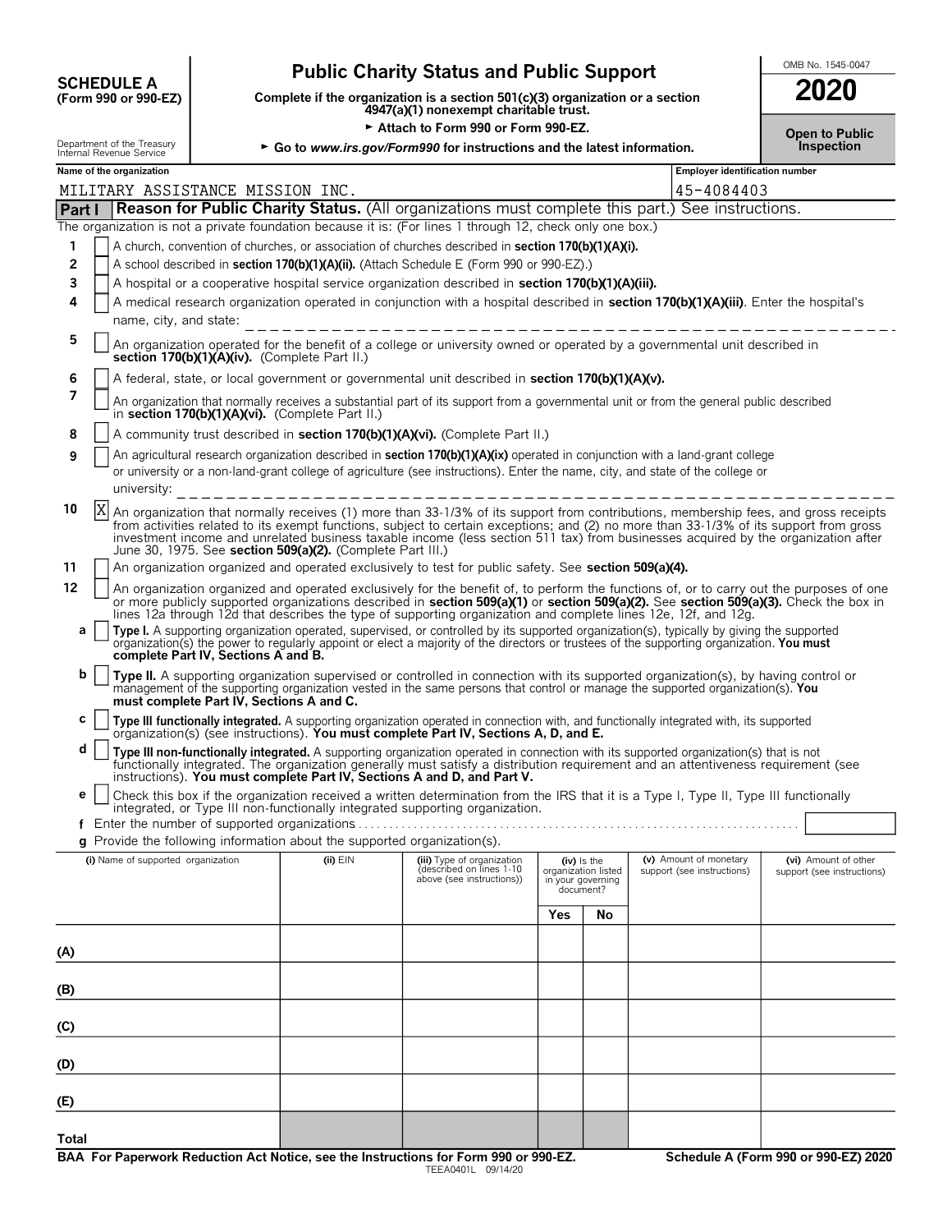**SCHEDULE A**
**(Form 990 or 990-EZ)**

Department of the Treasury
Internal Revenue Service

# Public Charity Status and Public Support

**Complete if the organization is a section 501(c)(3) organization or a section 4947(a)(1) nonexempt charitable trust.**

► **Attach to Form 990 or Form 990-EZ.**

► **Go to *www.irs.gov/Form990* for instructions and the latest information.**

OMB No. 1545-0047

**2020**

**Open to Public Inspection**

| Name of the organization | Employer identification number |
|---|---|
| MILITARY ASSISTANCE MISSION INC. | 45-4084403 |

## Part I — Reason for Public Charity Status. (All organizations must complete this part.) See instructions.

The organization is not a private foundation because it is: (For lines 1 through 12, check only one box.)

1. [ ] A church, convention of churches, or association of churches described in **section 170(b)(1)(A)(i).**
2. [ ] A school described in **section 170(b)(1)(A)(ii).** (Attach Schedule E (Form 990 or 990-EZ).)
3. [ ] A hospital or a cooperative hospital service organization described in **section 170(b)(1)(A)(iii).**
4. [ ] A medical research organization operated in conjunction with a hospital described in **section 170(b)(1)(A)(iii)**. Enter the hospital's name, city, and state:
5. [ ] An organization operated for the benefit of a college or university owned or operated by a governmental unit described in **section 170(b)(1)(A)(iv).** (Complete Part II.)
6. [ ] A federal, state, or local government or governmental unit described in **section 170(b)(1)(A)(v).**
7. [ ] An organization that normally receives a substantial part of its support from a governmental unit or from the general public described in **section 170(b)(1)(A)(vi).** (Complete Part II.)
8. [ ] A community trust described in **section 170(b)(1)(A)(vi).** (Complete Part II.)
9. [ ] An agricultural research organization described in **section 170(b)(1)(A)(ix)** operated in conjunction with a land-grant college or university or a non-land-grant college of agriculture (see instructions). Enter the name, city, and state of the college or university:
10. [X] An organization that normally receives (1) more than 33-1/3% of its support from contributions, membership fees, and gross receipts from activities related to its exempt functions, subject to certain exceptions; and (2) no more than 33-1/3% of its support from gross investment income and unrelated business taxable income (less section 511 tax) from businesses acquired by the organization after June 30, 1975. See **section 509(a)(2).** (Complete Part III.)
11. [ ] An organization organized and operated exclusively to test for public safety. See **section 509(a)(4).**
12. [ ] An organization organized and operated exclusively for the benefit of, to perform the functions of, or to carry out the purposes of one or more publicly supported organizations described in **section 509(a)(1)** or **section 509(a)(2).** See **section 509(a)(3).** Check the box in lines 12a through 12d that describes the type of supporting organization and complete lines 12e, 12f, and 12g.
   - **a** [ ] **Type I.** A supporting organization operated, supervised, or controlled by its supported organization(s), typically by giving the supported organization(s) the power to regularly appoint or elect a majority of the directors or trustees of the supporting organization. **You must complete Part IV, Sections A and B.**
   - **b** [ ] **Type II.** A supporting organization supervised or controlled in connection with its supported organization(s), by having control or management of the supporting organization vested in the same persons that control or manage the supported organization(s). **You must complete Part IV, Sections A and C.**
   - **c** [ ] **Type III functionally integrated.** A supporting organization operated in connection with, and functionally integrated with, its supported organization(s) (see instructions). **You must complete Part IV, Sections A, D, and E.**
   - **d** [ ] **Type III non-functionally integrated.** A supporting organization operated in connection with its supported organization(s) that is not functionally integrated. The organization generally must satisfy a distribution requirement and an attentiveness requirement (see instructions). **You must complete Part IV, Sections A and D, and Part V.**
   - **e** [ ] Check this box if the organization received a written determination from the IRS that it is a Type I, Type II, Type III functionally integrated, or Type III non-functionally integrated supporting organization.
   - **f** Enter the number of supported organizations
   - **g** Provide the following information about the supported organization(s).

| (i) Name of supported organization | (ii) EIN | (iii) Type of organization (described on lines 1-10 above (see instructions)) | (iv) Is the organization listed in your governing document? Yes | No | (v) Amount of monetary support (see instructions) | (vi) Amount of other support (see instructions) |
|---|---|---|---|---|---|---|
| (A) | | | | | | |
| (B) | | | | | | |
| (C) | | | | | | |
| (D) | | | | | | |
| (E) | | | | | | |
| Total | | | | | | |

**BAA For Paperwork Reduction Act Notice, see the Instructions for Form 990 or 990-EZ.** TEEA0401L 09/14/20 **Schedule A (Form 990 or 990-EZ) 2020**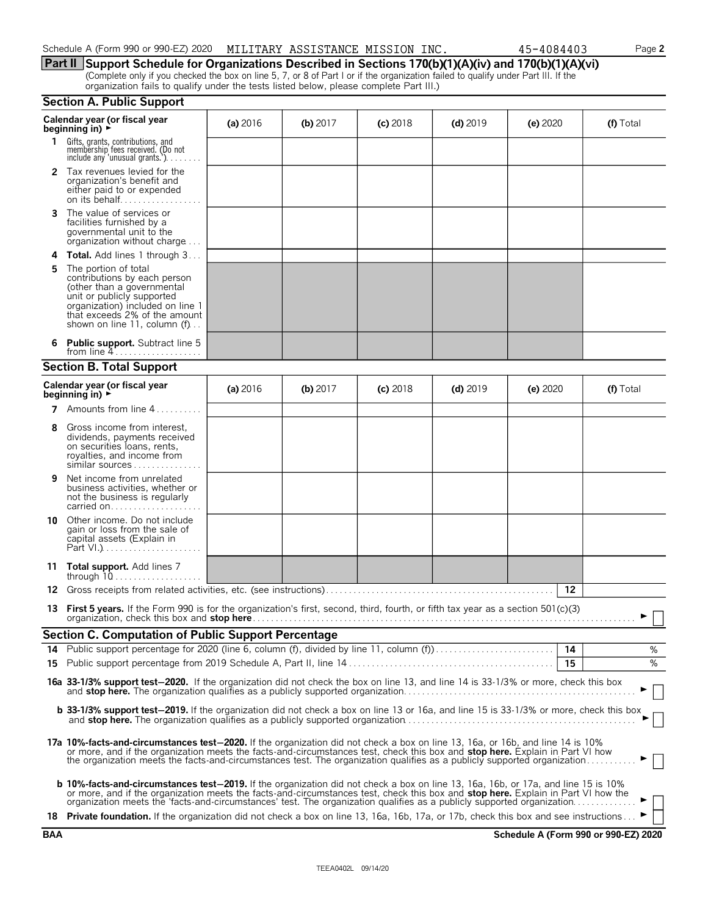Schedule A (Form 990 or 990-EZ) 2020 MILITARY ASSISTANCE MISSION INC. 45-4084403

## Part II Support Schedule for Organizations Described in Sections 170(b)(1)(A)(iv) and 170(b)(1)(A)(vi)

(Complete only if you checked the box on line 5, 7, or 8 of Part I or if the organization failed to qualify under Part III. If the organization fails to qualify under the tests listed below, please complete Part III.)

### Section A. Public Support

| Calendar year (or fiscal year beginning in) ► | (a) 2016 | (b) 2017 | (c) 2018 | (d) 2019 | (e) 2020 | (f) Total |
|---|---|---|---|---|---|---|
| **1** Gifts, grants, contributions, and membership fees received. (Do not include any 'unusual grants.') | | | | | | |
| **2** Tax revenues levied for the organization's benefit and either paid to or expended on its behalf | | | | | | |
| **3** The value of services or facilities furnished by a governmental unit to the organization without charge | | | | | | |
| **4 Total.** Add lines 1 through 3 | | | | | | |
| **5** The portion of total contributions by each person (other than a governmental unit or publicly supported organization) included on line 1 that exceeds 2% of the amount shown on line 11, column (f) | | | | | | |
| **6 Public support.** Subtract line 5 from line 4 | | | | | | |

### Section B. Total Support

| Calendar year (or fiscal year beginning in) ► | (a) 2016 | (b) 2017 | (c) 2018 | (d) 2019 | (e) 2020 | (f) Total |
|---|---|---|---|---|---|---|
| **7** Amounts from line 4 | | | | | | |
| **8** Gross income from interest, dividends, payments received on securities loans, rents, royalties, and income from similar sources | | | | | | |
| **9** Net income from unrelated business activities, whether or not the business is regularly carried on | | | | | | |
| **10** Other income. Do not include gain or loss from the sale of capital assets (Explain in Part VI.) | | | | | | |
| **11 Total support.** Add lines 7 through 10 | | | | | | |

**12** Gross receipts from related activities, etc. (see instructions) | **12** |

**13 First 5 years.** If the Form 990 is for the organization's first, second, third, fourth, or fifth tax year as a section 501(c)(3) organization, check this box and **stop here** ► ☐

### Section C. Computation of Public Support Percentage

**14** Public support percentage for 2020 (line 6, column (f), divided by line 11, column (f)) | **14** | %

**15** Public support percentage from 2019 Schedule A, Part II, line 14 | **15** | %

**16a 33-1/3% support test—2020.** If the organization did not check the box on line 13, and line 14 is 33-1/3% or more, check this box and **stop here.** The organization qualifies as a publicly supported organization ► ☐

**b 33-1/3% support test—2019.** If the organization did not check a box on line 13 or 16a, and line 15 is 33-1/3% or more, check this box and **stop here.** The organization qualifies as a publicly supported organization ► ☐

**17a 10%-facts-and-circumstances test—2020.** If the organization did not check a box on line 13, 16a, or 16b, and line 14 is 10% or more, and if the organization meets the facts-and-circumstances test, check this box and **stop here.** Explain in Part VI how the organization meets the facts-and-circumstances test. The organization qualifies as a publicly supported organization ► ☐

**b 10%-facts-and-circumstances test—2019.** If the organization did not check a box on line 13, 16a, 16b, or 17a, and line 15 is 10% or more, and if the organization meets the facts-and-circumstances test, check this box and **stop here.** Explain in Part VI how the organization meets the 'facts-and-circumstances' test. The organization qualifies as a publicly supported organization ► ☐

**18 Private foundation.** If the organization did not check a box on line 13, 16a, 16b, 17a, or 17b, check this box and see instructions ► ☐

BAA **Schedule A (Form 990 or 990-EZ) 2020**

TEEA0402L 09/14/20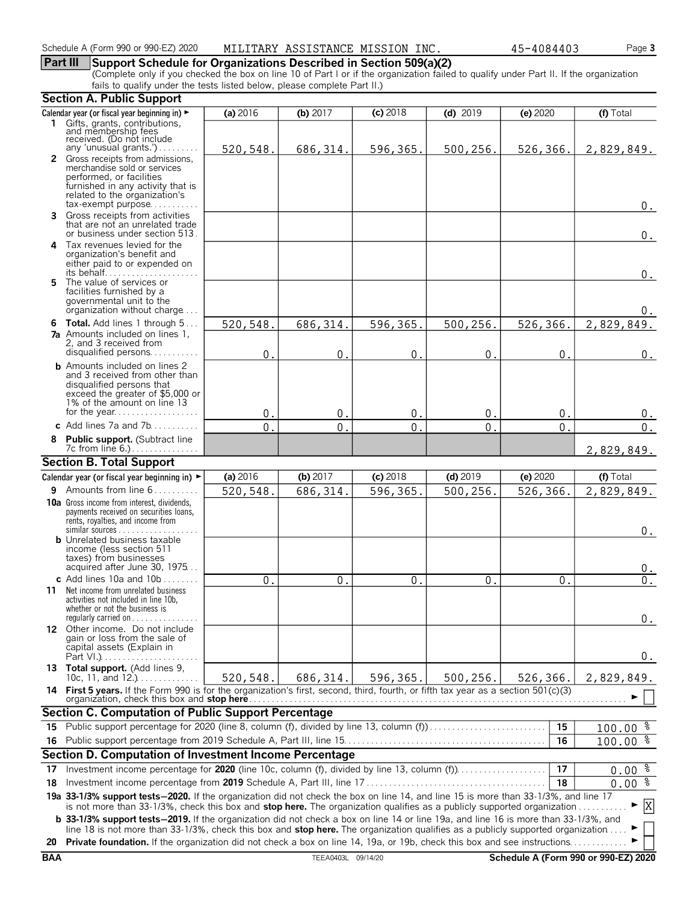Schedule A (Form 990 or 990-EZ) 2020 MILITARY ASSISTANCE MISSION INC. 45-4084403

## Part III Support Schedule for Organizations Described in Section 509(a)(2)

(Complete only if you checked the box on line 10 of Part I or if the organization failed to qualify under Part II. If the organization fails to qualify under the tests listed below, please complete Part II.)

### Section A. Public Support

| Calendar year (or fiscal year beginning in) ► | (a) 2016 | (b) 2017 | (c) 2018 | (d) 2019 | (e) 2020 | (f) Total |
|---|---|---|---|---|---|---|
| **1** Gifts, grants, contributions, and membership fees received. (Do not include any 'unusual grants.') | 520,548. | 686,314. | 596,365. | 500,256. | 526,366. | 2,829,849. |
| **2** Gross receipts from admissions, merchandise sold or services performed, or facilities furnished in any activity that is related to the organization's tax-exempt purpose | | | | | | 0. |
| **3** Gross receipts from activities that are not an unrelated trade or business under section 513 | | | | | | 0. |
| **4** Tax revenues levied for the organization's benefit and either paid to or expended on its behalf | | | | | | 0. |
| **5** The value of services or facilities furnished by a governmental unit to the organization without charge | | | | | | 0. |
| **6 Total.** Add lines 1 through 5 | 520,548. | 686,314. | 596,365. | 500,256. | 526,366. | 2,829,849. |
| **7a** Amounts included on lines 1, 2, and 3 received from disqualified persons | 0. | 0. | 0. | 0. | 0. | 0. |
| **b** Amounts included on lines 2 and 3 received from other than disqualified persons that exceed the greater of $5,000 or 1% of the amount on line 13 for the year | 0. | 0. | 0. | 0. | 0. | 0. |
| **c** Add lines 7a and 7b | 0. | 0. | 0. | 0. | 0. | 0. |
| **8 Public support.** (Subtract line 7c from line 6.) | | | | | | 2,829,849. |

### Section B. Total Support

| Calendar year (or fiscal year beginning in) ► | (a) 2016 | (b) 2017 | (c) 2018 | (d) 2019 | (e) 2020 | (f) Total |
|---|---|---|---|---|---|---|
| **9** Amounts from line 6 | 520,548. | 686,314. | 596,365. | 500,256. | 526,366. | 2,829,849. |
| **10a** Gross income from interest, dividends, payments received on securities loans, rents, royalties, and income from similar sources | | | | | | 0. |
| **b** Unrelated business taxable income (less section 511 taxes) from businesses acquired after June 30, 1975 | | | | | | 0. |
| **c** Add lines 10a and 10b | 0. | 0. | 0. | 0. | 0. | 0. |
| **11** Net income from unrelated business activities not included in line 10b, whether or not the business is regularly carried on | | | | | | 0. |
| **12** Other income. Do not include gain or loss from the sale of capital assets (Explain in Part VI.) | | | | | | 0. |
| **13 Total support.** (Add lines 9, 10c, 11, and 12.) | 520,548. | 686,314. | 596,365. | 500,256. | 526,366. | 2,829,849. |

**14 First 5 years.** If the Form 990 is for the organization's first, second, third, fourth, or fifth tax year as a section 501(c)(3) organization, check this box and **stop here** ► ☐

### Section C. Computation of Public Support Percentage

| | | | |
|---|---|---|---|
| **15** | Public support percentage for 2020 (line 8, column (f), divided by line 13, column (f)) | 15 | 100.00 % |
| **16** | Public support percentage from 2019 Schedule A, Part III, line 15 | 16 | 100.00 % |

### Section D. Computation of Investment Income Percentage

| | | | |
|---|---|---|---|
| **17** | Investment income percentage for **2020** (line 10c, column (f), divided by line 13, column (f)) | 17 | 0.00 % |
| **18** | Investment income percentage from **2019** Schedule A, Part III, line 17 | 18 | 0.00 % |

**19a 33-1/3% support tests–2020.** If the organization did not check the box on line 14, and line 15 is more than 33-1/3%, and line 17 is not more than 33-1/3%, check this box and **stop here.** The organization qualifies as a publicly supported organization ► ☒

**b 33-1/3% support tests–2019.** If the organization did not check a box on line 14 or line 19a, and line 16 is more than 33-1/3%, and line 18 is not more than 33-1/3%, check this box and **stop here.** The organization qualifies as a publicly supported organization ► ☐

**20 Private foundation.** If the organization did not check a box on line 14, 19a, or 19b, check this box and see instructions ► ☐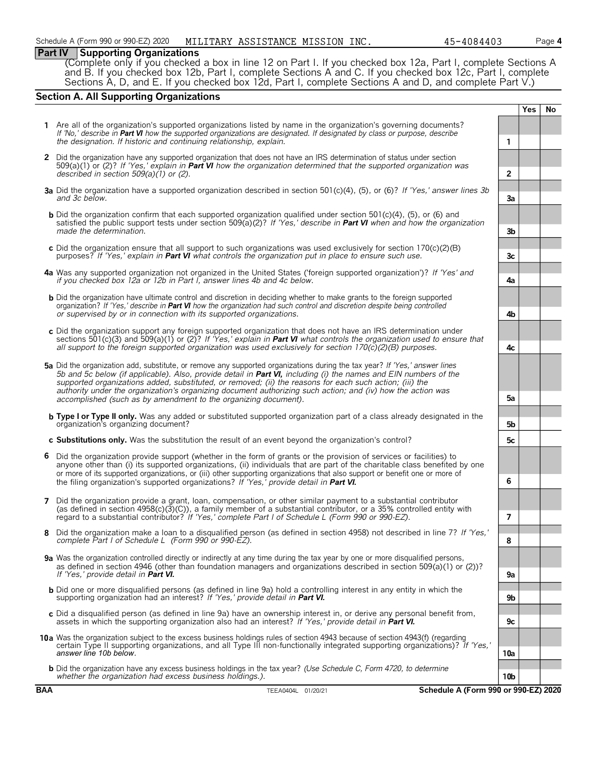Schedule A (Form 990 or 990-EZ) 2020 MILITARY ASSISTANCE MISSION INC. 45-4084403

## Part IV Supporting Organizations

(Complete only if you checked a box in line 12 on Part I. If you checked box 12a, Part I, complete Sections A and B. If you checked box 12b, Part I, complete Sections A and C. If you checked box 12c, Part I, complete Sections A, D, and E. If you checked box 12d, Part I, complete Sections A and D, and complete Part V.)

### Section A. All Supporting Organizations

| | | | Yes | No |
|---|---|---|---|---|
| **1** | Are all of the organization's supported organizations listed by name in the organization's governing documents? *If 'No,' describe in **Part VI** how the supported organizations are designated. If designated by class or purpose, describe the designation. If historic and continuing relationship, explain.* | 1 | | |
| **2** | Did the organization have any supported organization that does not have an IRS determination of status under section 509(a)(1) or (2)? *If 'Yes,' explain in **Part VI** how the organization determined that the supported organization was described in section 509(a)(1) or (2).* | 2 | | |
| **3a** | Did the organization have a supported organization described in section 501(c)(4), (5), or (6)? *If 'Yes,' answer lines 3b and 3c below.* | 3a | | |
| **b** | Did the organization confirm that each supported organization qualified under section 501(c)(4), (5), or (6) and satisfied the public support tests under section 509(a)(2)? *If 'Yes,' describe in **Part VI** when and how the organization made the determination.* | 3b | | |
| **c** | Did the organization ensure that all support to such organizations was used exclusively for section 170(c)(2)(B) purposes? *If 'Yes,' explain in **Part VI** what controls the organization put in place to ensure such use.* | 3c | | |
| **4a** | Was any supported organization not organized in the United States ('foreign supported organization')? *If 'Yes' and if you checked box 12a or 12b in Part I, answer lines 4b and 4c below.* | 4a | | |
| **b** | Did the organization have ultimate control and discretion in deciding whether to make grants to the foreign supported organization? *If 'Yes,' describe in **Part VI** how the organization had such control and discretion despite being controlled or supervised by or in connection with its supported organizations.* | 4b | | |
| **c** | Did the organization support any foreign supported organization that does not have an IRS determination under sections 501(c)(3) and 509(a)(1) or (2)? *If 'Yes,' explain in **Part VI** what controls the organization used to ensure that all support to the foreign supported organization was used exclusively for section 170(c)(2)(B) purposes.* | 4c | | |
| **5a** | Did the organization add, substitute, or remove any supported organizations during the tax year? *If 'Yes,' answer lines 5b and 5c below (if applicable). Also, provide detail in **Part VI,** including (i) the names and EIN numbers of the supported organizations added, substituted, or removed; (ii) the reasons for each such action; (iii) the authority under the organization's organizing document authorizing such action; and (iv) how the action was accomplished (such as by amendment to the organizing document).* | 5a | | |
| **b** | **Type I or Type II only.** Was any added or substituted supported organization part of a class already designated in the organization's organizing document? | 5b | | |
| **c** | **Substitutions only.** Was the substitution the result of an event beyond the organization's control? | 5c | | |
| **6** | Did the organization provide support (whether in the form of grants or the provision of services or facilities) to anyone other than (i) its supported organizations, (ii) individuals that are part of the charitable class benefited by one or more of its supported organizations, or (iii) other supporting organizations that also support or benefit one or more of the filing organization's supported organizations? *If 'Yes,' provide detail in **Part VI.*** | 6 | | |
| **7** | Did the organization provide a grant, loan, compensation, or other similar payment to a substantial contributor (as defined in section 4958(c)(3)(C)), a family member of a substantial contributor, or a 35% controlled entity with regard to a substantial contributor? *If 'Yes,' complete Part I of Schedule L (Form 990 or 990-EZ).* | 7 | | |
| **8** | Did the organization make a loan to a disqualified person (as defined in section 4958) not described in line 7? *If 'Yes,' complete Part I of Schedule L (Form 990 or 990-EZ).* | 8 | | |
| **9a** | Was the organization controlled directly or indirectly at any time during the tax year by one or more disqualified persons, as defined in section 4946 (other than foundation managers and organizations described in section 509(a)(1) or (2))? *If 'Yes,' provide detail in **Part VI.*** | 9a | | |
| **b** | Did one or more disqualified persons (as defined in line 9a) hold a controlling interest in any entity in which the supporting organization had an interest? *If 'Yes,' provide detail in **Part VI.*** | 9b | | |
| **c** | Did a disqualified person (as defined in line 9a) have an ownership interest in, or derive any personal benefit from, assets in which the supporting organization also had an interest? *If 'Yes,' provide detail in **Part VI.*** | 9c | | |
| **10a** | Was the organization subject to the excess business holdings rules of section 4943 because of section 4943(f) (regarding certain Type II supporting organizations, and all Type III non-functionally integrated supporting organizations)? *If 'Yes,' answer line 10b below.* | 10a | | |
| **b** | Did the organization have any excess business holdings in the tax year? *(Use Schedule C, Form 4720, to determine whether the organization had excess business holdings.).* | 10b | | |

BAA TEEA0404L 01/20/21 Schedule A (Form 990 or 990-EZ) 2020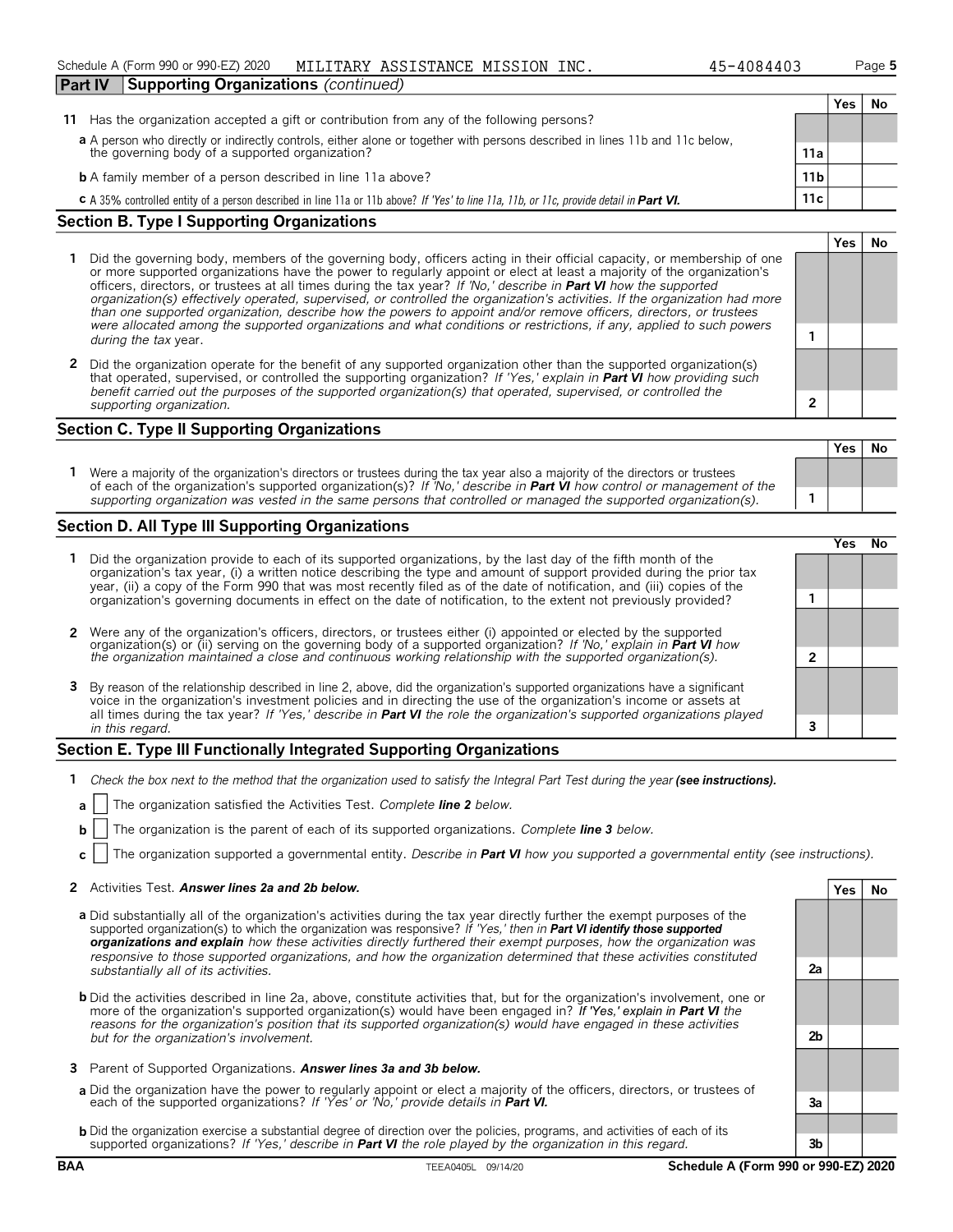Schedule A (Form 990 or 990-EZ) 2020 MILITARY ASSISTANCE MISSION INC. 45-4084403 Page **5**

**Part IV** **Supporting Organizations** *(continued)*

| | | Yes | No |
|---|---|---|---|
| **11** Has the organization accepted a gift or contribution from any of the following persons? | | | |
| **a** A person who directly or indirectly controls, either alone or together with persons described in lines 11b and 11c below, the governing body of a supported organization? | 11a | | |
| **b** A family member of a person described in line 11a above? | 11b | | |
| **c** A 35% controlled entity of a person described in line 11a or 11b above? *If 'Yes' to line 11a, 11b, or 11c, provide detail in* ***Part VI.*** | 11c | | |

## Section B. Type I Supporting Organizations

| | | Yes | No |
|---|---|---|---|
| **1** Did the governing body, members of the governing body, officers acting in their official capacity, or membership of one or more supported organizations have the power to regularly appoint or elect at least a majority of the organization's officers, directors, or trustees at all times during the tax year? *If 'No,' describe in* ***Part VI*** *how the supported organization(s) effectively operated, supervised, or controlled the organization's activities. If the organization had more than one supported organization, describe how the powers to appoint and/or remove officers, directors, or trustees were allocated among the supported organizations and what conditions or restrictions, if any, applied to such powers during the tax* year. | 1 | | |
| **2** Did the organization operate for the benefit of any supported organization other than the supported organization(s) that operated, supervised, or controlled the supporting organization? *If 'Yes,' explain in* ***Part VI*** *how providing such benefit carried out the purposes of the supported organization(s) that operated, supervised, or controlled the supporting organization.* | 2 | | |

## Section C. Type II Supporting Organizations

| | | Yes | No |
|---|---|---|---|
| **1** Were a majority of the organization's directors or trustees during the tax year also a majority of the directors or trustees of each of the organization's supported organization(s)? *If 'No,' describe in* ***Part VI*** *how control or management of the supporting organization was vested in the same persons that controlled or managed the supported organization(s).* | 1 | | |

## Section D. All Type III Supporting Organizations

| | | Yes | No |
|---|---|---|---|
| **1** Did the organization provide to each of its supported organizations, by the last day of the fifth month of the organization's tax year, (i) a written notice describing the type and amount of support provided during the prior tax year, (ii) a copy of the Form 990 that was most recently filed as of the date of notification, and (iii) copies of the organization's governing documents in effect on the date of notification, to the extent not previously provided? | 1 | | |
| **2** Were any of the organization's officers, directors, or trustees either (i) appointed or elected by the supported organization(s) or (ii) serving on the governing body of a supported organization? *If 'No,' explain in* ***Part VI*** *how the organization maintained a close and continuous working relationship with the supported organization(s).* | 2 | | |
| **3** By reason of the relationship described in line 2, above, did the organization's supported organizations have a significant voice in the organization's investment policies and in directing the use of the organization's income or assets at all times during the tax year? *If 'Yes,' describe in* ***Part VI*** *the role the organization's supported organizations played in this regard.* | 3 | | |

## Section E. Type III Functionally Integrated Supporting Organizations

**1** *Check the box next to the method that the organization used to satisfy the Integral Part Test during the year* ***(see instructions).***

**a** ☐ The organization satisfied the Activities Test. *Complete* ***line 2*** *below.*

**b** ☐ The organization is the parent of each of its supported organizations. *Complete* ***line 3*** *below.*

**c** ☐ The organization supported a governmental entity. *Describe in* ***Part VI*** *how you supported a governmental entity (see instructions).*

| | | Yes | No |
|---|---|---|---|
| **2** Activities Test. ***Answer lines 2a and 2b below.*** | | | |
| **a** Did substantially all of the organization's activities during the tax year directly further the exempt purposes of the supported organization(s) to which the organization was responsive? *If 'Yes,' then in* ***Part VI identify those supported organizations and explain*** *how these activities directly furthered their exempt purposes, how the organization was responsive to those supported organizations, and how the organization determined that these activities constituted substantially all of its activities.* | 2a | | |
| **b** Did the activities described in line 2a, above, constitute activities that, but for the organization's involvement, one or more of the organization's supported organization(s) would have been engaged in? *If 'Yes,' explain in* ***Part VI*** *the reasons for the organization's position that its supported organization(s) would have engaged in these activities but for the organization's involvement.* | 2b | | |
| **3** Parent of Supported Organizations. ***Answer lines 3a and 3b below.*** | | | |
| **a** Did the organization have the power to regularly appoint or elect a majority of the officers, directors, or trustees of each of the supported organizations? *If 'Yes' or 'No,' provide details in* ***Part VI.*** | 3a | | |
| **b** Did the organization exercise a substantial degree of direction over the policies, programs, and activities of each of its supported organizations? *If 'Yes,' describe in* ***Part VI*** *the role played by the organization in this regard.* | 3b | | |

**BAA** TEEA0405L 09/14/20 **Schedule A (Form 990 or 990-EZ) 2020**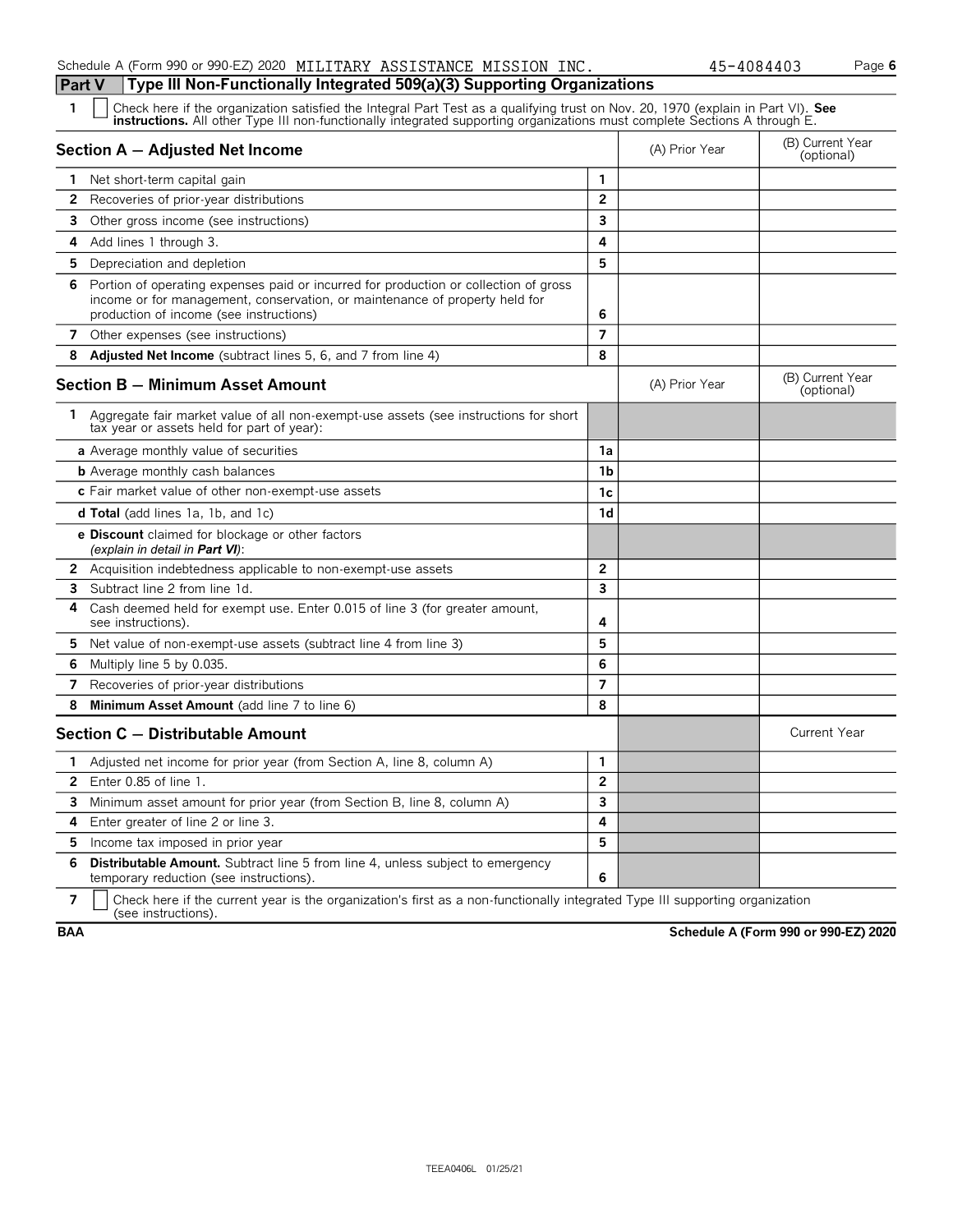Schedule A (Form 990 or 990-EZ) 2020 MILITARY ASSISTANCE MISSION INC. 45-4084403

## Part V Type III Non-Functionally Integrated 509(a)(3) Supporting Organizations

**1** ☐ Check here if the organization satisfied the Integral Part Test as a qualifying trust on Nov. 20, 1970 (explain in Part VI). **See instructions.** All other Type III non-functionally integrated supporting organizations must complete Sections A through E.

| Section A — Adjusted Net Income | | (A) Prior Year | (B) Current Year (optional) |
|---|---|---|---|
| **1** Net short-term capital gain | 1 | | |
| **2** Recoveries of prior-year distributions | 2 | | |
| **3** Other gross income (see instructions) | 3 | | |
| **4** Add lines 1 through 3. | 4 | | |
| **5** Depreciation and depletion | 5 | | |
| **6** Portion of operating expenses paid or incurred for production or collection of gross income or for management, conservation, or maintenance of property held for production of income (see instructions) | 6 | | |
| **7** Other expenses (see instructions) | 7 | | |
| **8** **Adjusted Net Income** (subtract lines 5, 6, and 7 from line 4) | 8 | | |

| Section B — Minimum Asset Amount | | (A) Prior Year | (B) Current Year (optional) |
|---|---|---|---|
| **1** Aggregate fair market value of all non-exempt-use assets (see instructions for short tax year or assets held for part of year): | | | |
| **a** Average monthly value of securities | 1a | | |
| **b** Average monthly cash balances | 1b | | |
| **c** Fair market value of other non-exempt-use assets | 1c | | |
| **d Total** (add lines 1a, 1b, and 1c) | 1d | | |
| **e Discount** claimed for blockage or other factors *(explain in detail in* ***Part VI****)*: | | | |
| **2** Acquisition indebtedness applicable to non-exempt-use assets | 2 | | |
| **3** Subtract line 2 from line 1d. | 3 | | |
| **4** Cash deemed held for exempt use. Enter 0.015 of line 3 (for greater amount, see instructions). | 4 | | |
| **5** Net value of non-exempt-use assets (subtract line 4 from line 3) | 5 | | |
| **6** Multiply line 5 by 0.035. | 6 | | |
| **7** Recoveries of prior-year distributions | 7 | | |
| **8** **Minimum Asset Amount** (add line 7 to line 6) | 8 | | |

| Section C — Distributable Amount | | | Current Year |
|---|---|---|---|
| **1** Adjusted net income for prior year (from Section A, line 8, column A) | 1 | | |
| **2** Enter 0.85 of line 1. | 2 | | |
| **3** Minimum asset amount for prior year (from Section B, line 8, column A) | 3 | | |
| **4** Enter greater of line 2 or line 3. | 4 | | |
| **5** Income tax imposed in prior year | 5 | | |
| **6** **Distributable Amount.** Subtract line 5 from line 4, unless subject to emergency temporary reduction (see instructions). | 6 | | |

**7** ☐ Check here if the current year is the organization's first as a non-functionally integrated Type III supporting organization (see instructions).

BAA Schedule A (Form 990 or 990-EZ) 2020

TEEA0406L 01/25/21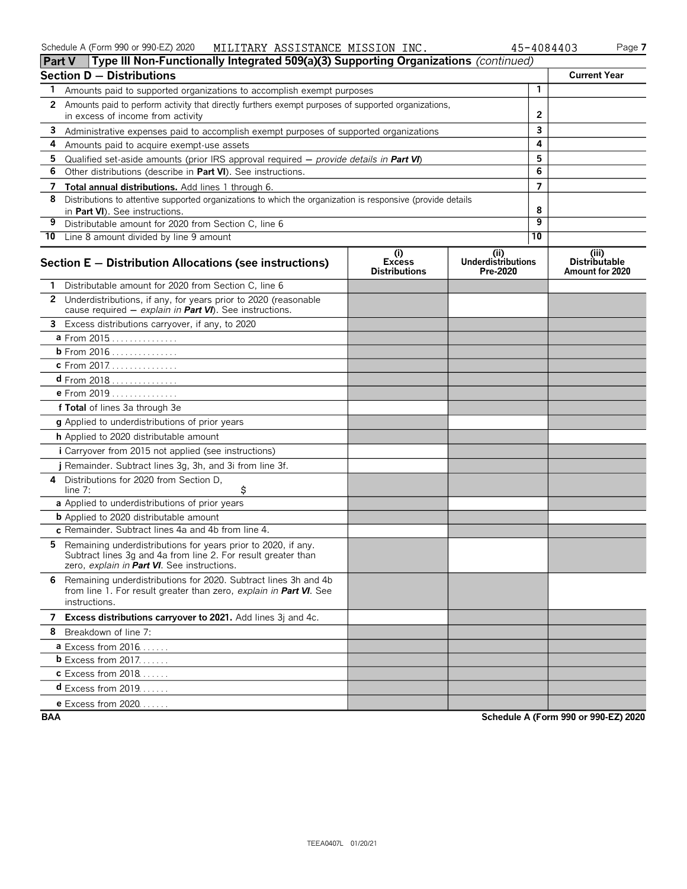Schedule A (Form 990 or 990-EZ) 2020 MILITARY ASSISTANCE MISSION INC. 45-4084403

## Part V Type III Non-Functionally Integrated 509(a)(3) Supporting Organizations *(continued)*

### Section D — Distributions

| | | | Current Year |
|---|---|---|---|
| 1 | Amounts paid to supported organizations to accomplish exempt purposes | 1 | |
| 2 | Amounts paid to perform activity that directly furthers exempt purposes of supported organizations, in excess of income from activity | 2 | |
| 3 | Administrative expenses paid to accomplish exempt purposes of supported organizations | 3 | |
| 4 | Amounts paid to acquire exempt-use assets | 4 | |
| 5 | Qualified set-aside amounts (prior IRS approval required — *provide details in **Part VI***) | 5 | |
| 6 | Other distributions (describe in **Part VI**). See instructions. | 6 | |
| 7 | **Total annual distributions.** Add lines 1 through 6. | 7 | |
| 8 | Distributions to attentive supported organizations to which the organization is responsive (provide details in **Part VI**). See instructions. | 8 | |
| 9 | Distributable amount for 2020 from Section C, line 6 | 9 | |
| 10 | Line 8 amount divided by line 9 amount | 10 | |

### Section E — Distribution Allocations (see instructions)

| | (i) Excess Distributions | (ii) Underdistributions Pre-2020 | (iii) Distributable Amount for 2020 |
|---|---|---|---|
| **1** Distributable amount for 2020 from Section C, line 6 | | | |
| **2** Underdistributions, if any, for years prior to 2020 (reasonable cause required — *explain in **Part VI***). See instructions. | | | |
| **3** Excess distributions carryover, if any, to 2020 | | | |
| **a** From 2015 | | | |
| **b** From 2016 | | | |
| **c** From 2017 | | | |
| **d** From 2018 | | | |
| **e** From 2019 | | | |
| **f Total** of lines 3a through 3e | | | |
| **g** Applied to underdistributions of prior years | | | |
| **h** Applied to 2020 distributable amount | | | |
| **i** Carryover from 2015 not applied (see instructions) | | | |
| **j** Remainder. Subtract lines 3g, 3h, and 3i from line 3f. | | | |
| **4** Distributions for 2020 from Section D, line 7: $ | | | |
| **a** Applied to underdistributions of prior years | | | |
| **b** Applied to 2020 distributable amount | | | |
| **c** Remainder. Subtract lines 4a and 4b from line 4. | | | |
| **5** Remaining underdistributions for years prior to 2020, if any. Subtract lines 3g and 4a from line 2. For result greater than zero, *explain in **Part VI***. See instructions. | | | |
| **6** Remaining underdistributions for 2020. Subtract lines 3h and 4b from line 1. For result greater than zero, *explain in **Part VI***. See instructions. | | | |
| **7 Excess distributions carryover to 2021.** Add lines 3j and 4c. | | | |
| **8** Breakdown of line 7: | | | |
| **a** Excess from 2016 | | | |
| **b** Excess from 2017 | | | |
| **c** Excess from 2018 | | | |
| **d** Excess from 2019 | | | |
| **e** Excess from 2020 | | | |

BAA Schedule A (Form 990 or 990-EZ) 2020

TEEA0407L 01/20/21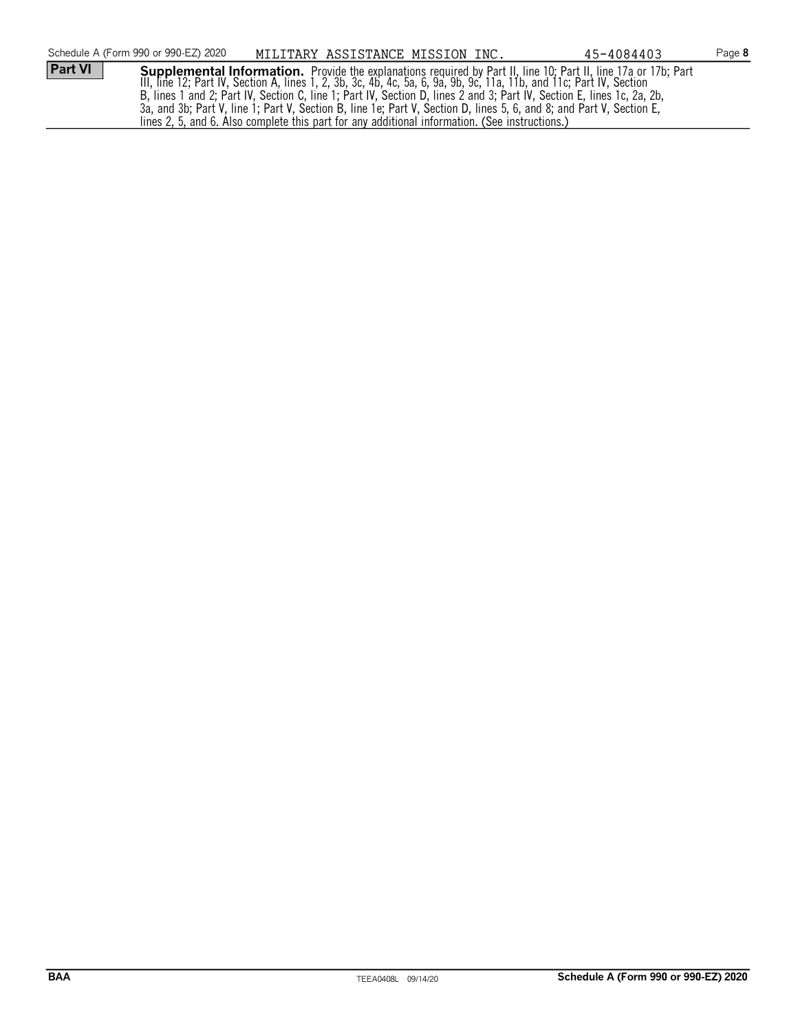Schedule A (Form 990 or 990-EZ) 2020 MILITARY ASSISTANCE MISSION INC. 45-4084403

**Part VI** **Supplemental Information.** Provide the explanations required by Part II, line 10; Part II, line 17a or 17b; Part III, line 12; Part IV, Section A, lines 1, 2, 3b, 3c, 4b, 4c, 5a, 6, 9a, 9b, 9c, 11a, 11b, and 11c; Part IV, Section B, lines 1 and 2; Part IV, Section C, line 1; Part IV, Section D, lines 2 and 3; Part IV, Section E, lines 1c, 2a, 2b, 3a, and 3b; Part V, line 1; Part V, Section B, line 1e; Part V, Section D, lines 5, 6, and 8; and Part V, Section E, lines 2, 5, and 6. Also complete this part for any additional information. (See instructions.)

BAA TEEA0408L 09/14/20 **Schedule A (Form 990 or 990-EZ) 2020**